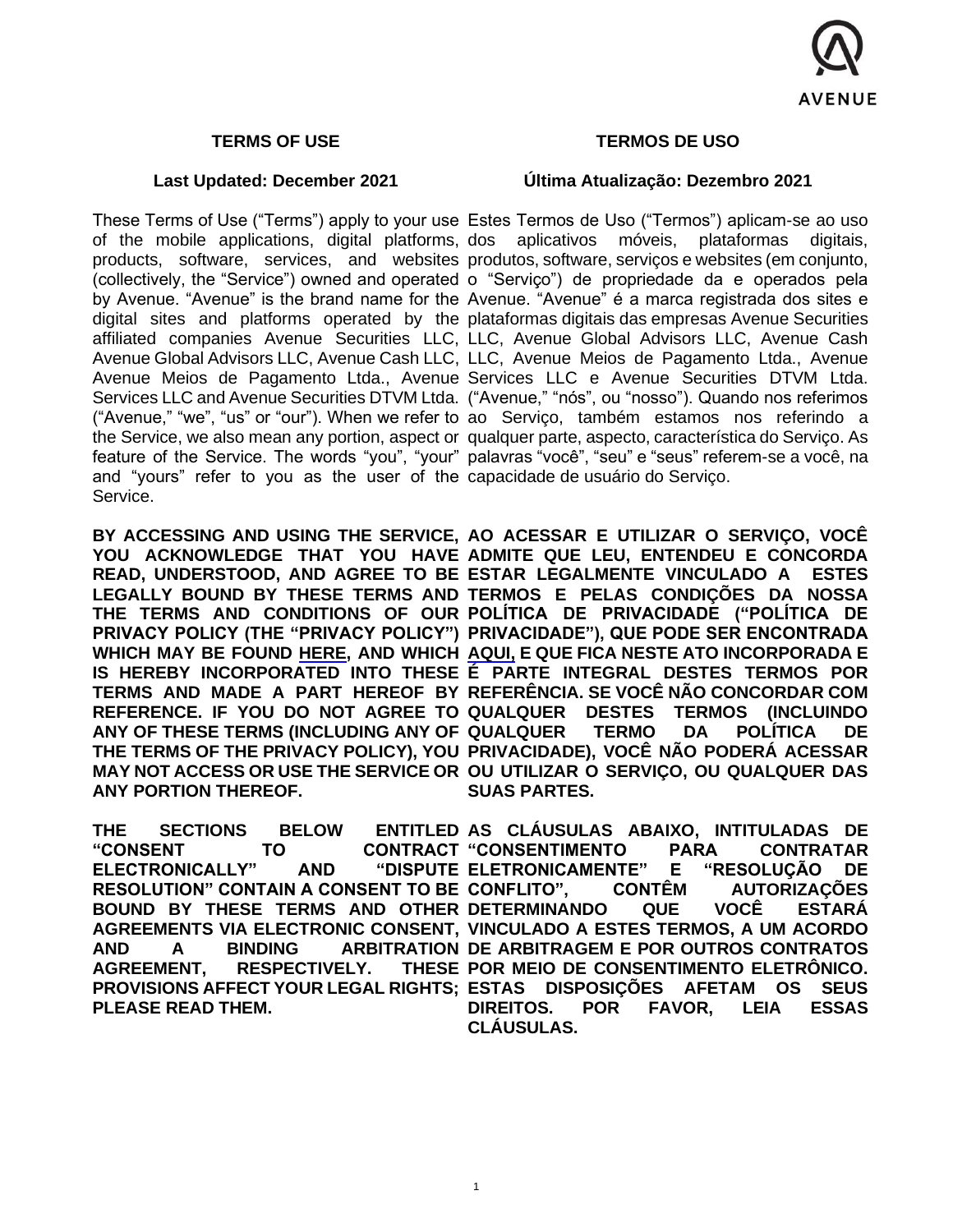## TERMS OF USE

**Last Updated: December 2021**

These Terms of Use ("Terms") apply to your use of the mobile applications, digital platforms, products, software, services, and websites (collectively, the "Service") owned and operated by Avenue. "Avenue" is the brand name for the digital sites and platforms operated by the affiliated companies Avenue Securities LLC, Avenue Global Advisors LLC, Avenue Cash LLC, Avenue Meios de Pagamento Ltda., Avenue Services LLC and Avenue Securities DTVM Ltda. ("Avenue," "we", "us" or "our"). When we refer to the Service, we also mean any portion, aspect or feature of the Service. The words "you", "your" and "yours" refer to you as the user of the Service.

**BY ACCESSING AND USING THE SERVICE, YOU ACKNOWLEDGE THAT YOU HAVE READ, UNDERSTOOD, AND AGREE TO BE LEGALLY BOUND BY THESE TERMS AND THE TERMS AND CONDITIONS OF OUR PRIVACY POLICY (THE "PRIVACY POLICY") WHICH MAY BE FOUND HERE, AND WHICH IS HEREBY INCORPORATED INTO THESE TERMS AND MADE A PART HEREOF BY REFERENCE. IF YOU DO NOT AGREE TO ANY OF THESE TERMS (INCLUDING ANY OF THE TERMS OF THE PRIVACY POLICY), YOU MAY NOT ACCESS OR USE THE SERVICE OR ANY PORTION THEREOF.**

**THE SECTIONS BELOW ENTITLED "CONSENT TO CONTRACT ELECTRONICALLY" AND "DISPUTE RESOLUTION" CONTAIN A CONSENT TO BE BOUND BY THESE TERMS AND OTHER AGREEMENTS VIA ELECTRONIC CONSENT, AND A BINDING ARBITRATION AGREEMENT, RESPECTIVELY. THESE PROVISIONS AFFECT YOUR LEGAL RIGHTS; PLEASE READ THEM.**

## TERMOS DE USO

**Última Atualização: Dezembro 2021**

Estes Termos de Uso ("Termos") aplicam-se ao uso dos aplicativos móveis, plataformas digitais, produtos, software, serviços e websites (em conjunto, o "Serviço") de propriedade da e operados pela Avenue. "Avenue" é a marca registrada dos sites e plataformas digitais das empresas Avenue Securities LLC, Avenue Global Advisors LLC, Avenue Cash LLC, Avenue Meios de Pagamento Ltda., Avenue Services LLC e Avenue Securities DTVM Ltda. ("Avenue," "nós", ou "nosso"). Quando nos referimos ao Serviço, também estamos nos referindo a qualquer parte, aspecto, característica do Serviço. As palavras "você", "seu" e "seus" referem-se a você, na capacidade de usuário do Serviço.

**AO ACESSAR E UTILIZAR O SERVIÇO, VOCÊ ADMITE QUE LEU, ENTENDEU E CONCORDA ESTAR LEGALMENTE VINCULADO A ESTES TERMOS E PELAS CONDIÇÕES DA NOSSA POLÍTICA DE PRIVACIDADE ("POLÍTICA DE PRIVACIDADE"), QUE PODE SER ENCONTRADA AQUI, E QUE FICA NESTE ATO INCORPORADA E É PARTE INTEGRAL DESTES TERMOS POR REFERÊNCIA. SE VOCÊ NÃO CONCORDAR COM QUALQUER DESTES TERMOS (INCLUINDO QUALQUER TERMO DA POLÍTICA DE PRIVACIDADE), VOCÊ NÃO PODERÁ ACESSAR OU UTILIZAR O SERVIÇO, OU QUALQUER DAS SUAS PARTES.**

**AS CLÁUSULAS ABAIXO, INTITULADAS DE "CONSENTIMENTO PARA CONTRATAR ELETRONICAMENTE" E "RESOLUÇÃO DE CONFLITO", CONTÊM AUTORIZAÇÕES DETERMINANDO QUE VOCÊ ESTARÁ VINCULADO A ESTES TERMOS, A UM ACORDO DE ARBITRAGEM E POR OUTROS CONTRATOS POR MEIO DE CONSENTIMENTO ELETRÔNICO. ESTAS DISPOSIÇÕES AFETAM OS SEUS DIREITOS. POR FAVOR, LEIA ESSAS CLÁUSULAS.**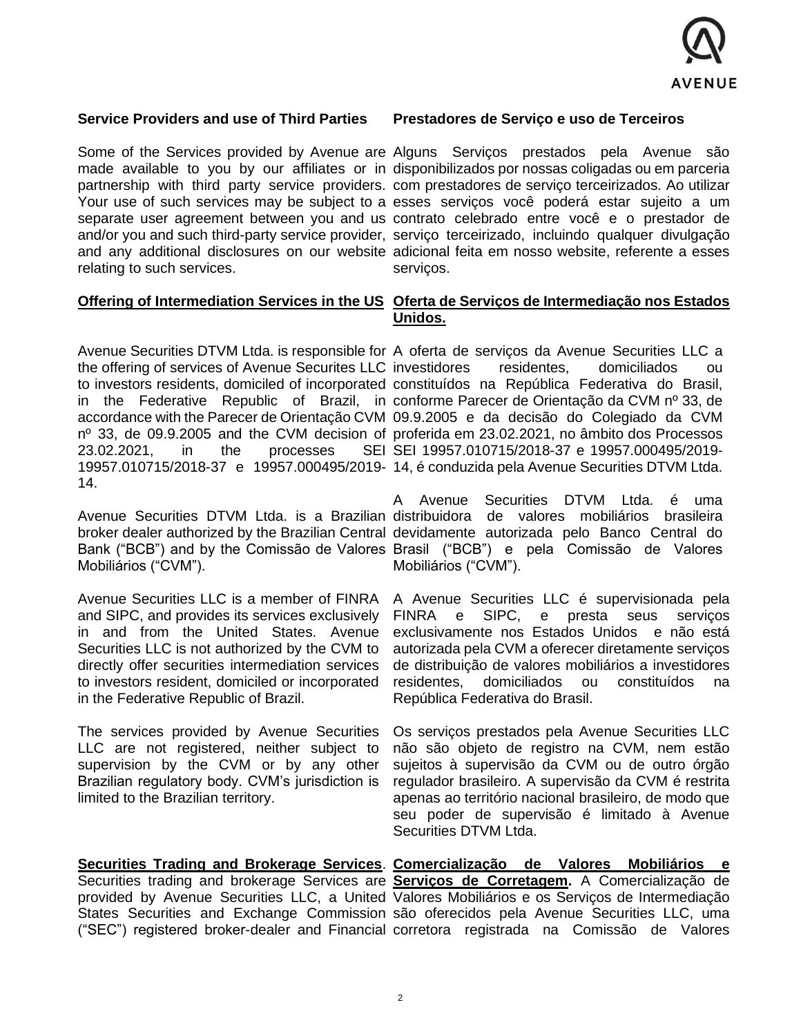**Service Providers and use of Third Parties**

Some of the Services provided by Avenue are made available to you by our affiliates or in partnership with third party service providers. Your use of such services may be subject to a separate user agreement between you and us and/or you and such third-party service provider, and any additional disclosures on our website relating to such services.

**Prestadores de Serviço e uso de Terceiros**

Alguns Serviços prestados pela Avenue são disponibilizados por nossas coligadas ou em parceria com prestadores de serviço terceirizados. Ao utilizar esses serviços você poderá estar sujeito a um contrato celebrado entre você e o prestador de serviço terceirizado, incluindo qualquer divulgação adicional feita em nosso website, referente a esses serviços.

**Offering of Intermediation Services in the US**

Avenue Securities DTVM Ltda. is responsible for the offering of services of Avenue Securites LLC to investors residents, domiciled of incorporated in the Federative Republic of Brazil, in accordance with the Parecer de Orientação CVM nº 33, de 09.9.2005 and the CVM decision of 23.02.2021, in the processes SEI 19957.010715/2018-37 e 19957.000495/2019-14.

Avenue Securities DTVM Ltda. is a Brazilian broker dealer authorized by the Brazilian Central Bank ("BCB") and by the Comissão de Valores Mobiliários ("CVM").

Avenue Securities LLC is a member of FINRA and SIPC, and provides its services exclusively in and from the United States. Avenue Securities LLC is not authorized by the CVM to directly offer securities intermediation services to investors resident, domiciled or incorporated in the Federative Republic of Brazil.

The services provided by Avenue Securities LLC are not registered, neither subject to supervision by the CVM or by any other Brazilian regulatory body. CVM's jurisdiction is limited to the Brazilian territory.

**Oferta de Serviços de Intermediação nos Estados Unidos.**

A oferta de serviços da Avenue Securities LLC a investidores residentes, domiciliados ou constituídos na República Federativa do Brasil, conforme Parecer de Orientação da CVM nº 33, de 09.9.2005 e da decisão do Colegiado da CVM proferida em 23.02.2021, no âmbito dos Processos SEI 19957.010715/2018-37 e 19957.000495/2019-14, é conduzida pela Avenue Securities DTVM Ltda.

A Avenue Securities DTVM Ltda. é uma distribuidora de valores mobiliários brasileira devidamente autorizada pelo Banco Central do Brasil ("BCB") e pela Comissão de Valores Mobiliários ("CVM").

A Avenue Securities LLC é supervisionada pela FINRA e SIPC, e presta seus serviços exclusivamente nos Estados Unidos e não está autorizada pela CVM a oferecer diretamente serviços de distribuição de valores mobiliários a investidores residentes, domiciliados ou constituídos na República Federativa do Brasil.

Os serviços prestados pela Avenue Securities LLC não são objeto de registro na CVM, nem estão sujeitos à supervisão da CVM ou de outro órgão regulador brasileiro. A supervisão da CVM é restrita apenas ao território nacional brasileiro, de modo que seu poder de supervisão é limitado à Avenue Securities DTVM Ltda.

**Securities Trading and Brokerage Services**. Securities trading and brokerage Services are provided by Avenue Securities LLC, a United States Securities and Exchange Commission ("SEC") registered broker-dealer and Financial

**Comercialização de Valores Mobiliários e Serviços de Corretagem.** A Comercialização de Valores Mobiliários e os Serviços de Intermediação são oferecidos pela Avenue Securities LLC, uma corretora registrada na Comissão de Valores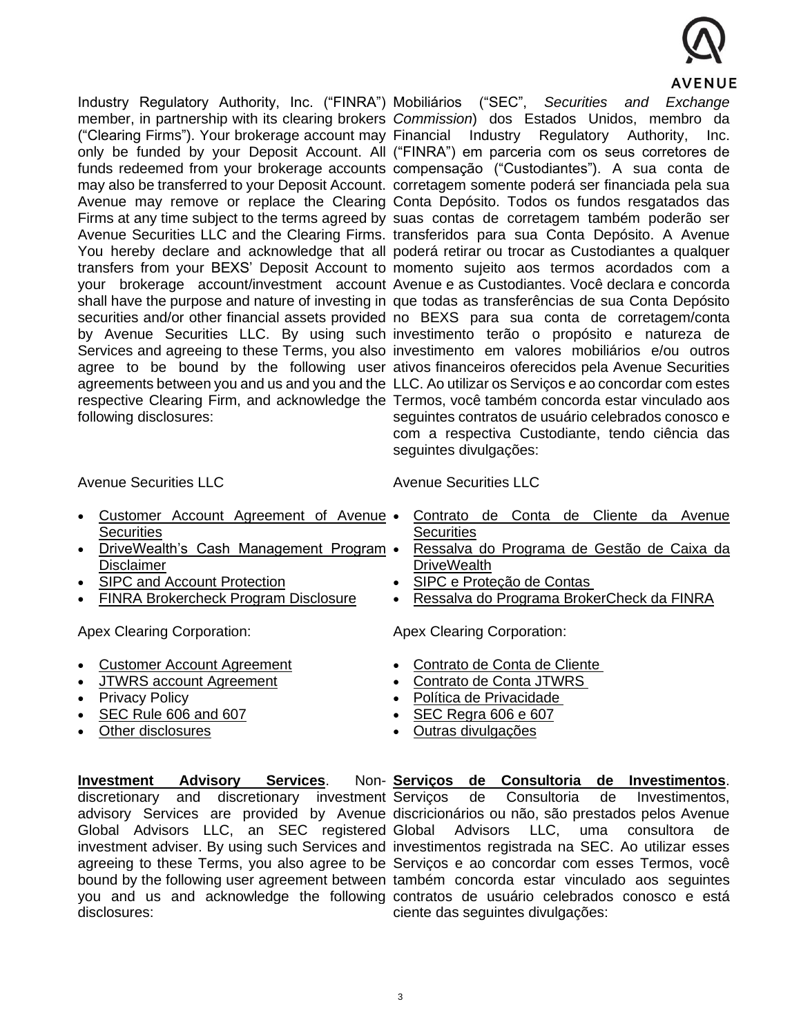Industry Regulatory Authority, Inc. ("FINRA") member, in partnership with its clearing brokers ("Clearing Firms"). Your brokerage account may only be funded by your Deposit Account. All funds redeemed from your brokerage accounts may also be transferred to your Deposit Account. Avenue may remove or replace the Clearing Firms at any time subject to the terms agreed by Avenue Securities LLC and the Clearing Firms. You hereby declare and acknowledge that all transfers from your BEXS' Deposit Account to your brokerage account/investment account shall have the purpose and nature of investing in securities and/or other financial assets provided by Avenue Securities LLC. By using such Services and agreeing to these Terms, you also agree to be bound by the following user agreements between you and us and you and the respective Clearing Firm, and acknowledge the following disclosures:

Avenue Securities LLC

- Customer Account Agreement of Avenue Securities
- DriveWealth's Cash Management Program Disclaimer
- SIPC and Account Protection
- FINRA Brokercheck Program Disclosure

Apex Clearing Corporation:

- Customer Account Agreement
- JTWRS account Agreement
- Privacy Policy
- SEC Rule 606 and 607
- Other disclosures

**Investment Advisory Services**. Non-discretionary and discretionary investment advisory Services are provided by Avenue Global Advisors LLC, an SEC registered investment adviser. By using such Services and agreeing to these Terms, you also agree to be bound by the following user agreement between you and us and acknowledge the following disclosures:

Mobiliários ("SEC", *Securities and Exchange Commission*) dos Estados Unidos, membro da Financial Industry Regulatory Authority, Inc. ("FINRA") em parceria com os seus corretores de compensação ("Custodiantes"). A sua conta de corretagem somente poderá ser financiada pela sua Conta Depósito. Todos os fundos resgatados das suas contas de corretagem também poderão ser transferidos para sua Conta Depósito. A Avenue poderá retirar ou trocar as Custodiantes a qualquer momento sujeito aos termos acordados com a Avenue e as Custodiantes. Você declara e concorda que todas as transferências de sua Conta Depósito no BEXS para sua conta de corretagem/conta investimento terão o propósito e natureza de investimento em valores mobiliários e/ou outros ativos financeiros oferecidos pela Avenue Securities LLC. Ao utilizar os Serviços e ao concordar com estes Termos, você também concorda estar vinculado aos seguintes contratos de usuário celebrados conosco e com a respectiva Custodiante, tendo ciência das seguintes divulgações:

Avenue Securities LLC

- Contrato de Conta de Cliente da Avenue Securities
- Ressalva do Programa de Gestão de Caixa da DriveWealth
- SIPC e Proteção de Contas
- Ressalva do Programa BrokerCheck da FINRA

Apex Clearing Corporation:

- Contrato de Conta de Cliente
- Contrato de Conta JTWRS
- Política de Privacidade
- SEC Regra 606 e 607
- Outras divulgações

**Serviços de Consultoria de Investimentos**. Serviços de Consultoria de Investimentos, discricionários ou não, são prestados pelos Avenue Global Advisors LLC, uma consultora de investimentos registrada na SEC. Ao utilizar esses Serviços e ao concordar com esses Termos, você também concorda estar vinculado aos seguintes contratos de usuário celebrados conosco e está ciente das seguintes divulgações: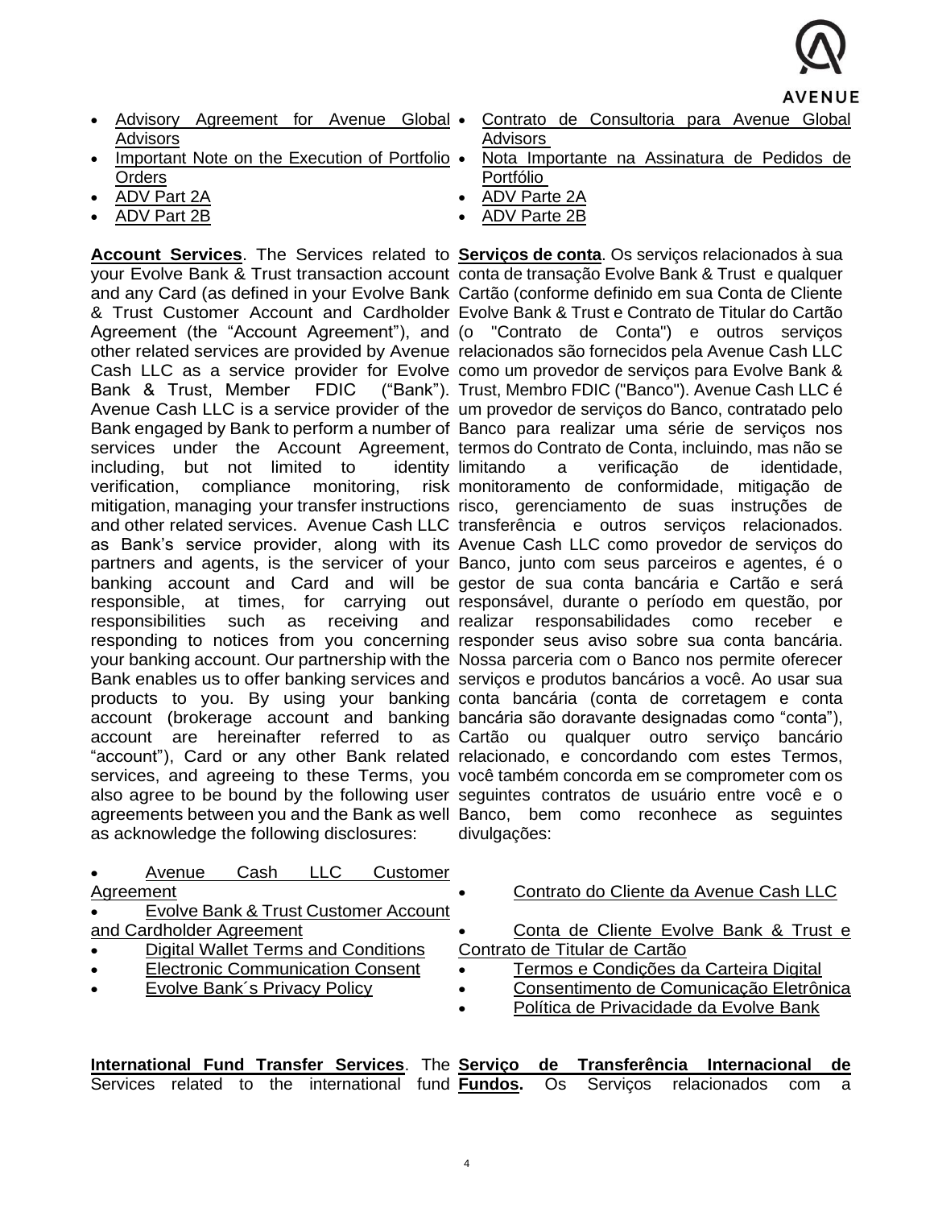- Advisory Agreement for Avenue Global Advisors
- Important Note on the Execution of Portfolio Orders
- ADV Part 2A
- ADV Part 2B

**Account Services**. The Services related to your Evolve Bank & Trust transaction account and any Card (as defined in your Evolve Bank & Trust Customer Account and Cardholder Agreement (the "Account Agreement"), and other related services are provided by Avenue Cash LLC as a service provider for Evolve Bank & Trust, Member FDIC ("Bank"). Avenue Cash LLC is a service provider of the Bank engaged by Bank to perform a number of services under the Account Agreement, including, but not limited to identity verification, compliance monitoring, risk mitigation, managing your transfer instructions and other related services. Avenue Cash LLC as Bank's service provider, along with its partners and agents, is the servicer of your banking account and Card and will be responsible, at times, for carrying out responsibilities such as receiving and responding to notices from you concerning your banking account. Our partnership with the Bank enables us to offer banking services and products to you. By using your banking account (brokerage account and banking account are hereinafter referred to as "account"), Card or any other Bank related services, and agreeing to these Terms, you also agree to be bound by the following user agreements between you and the Bank as well as acknowledge the following disclosures:

- Avenue Cash LLC Customer Agreement
- Evolve Bank & Trust Customer Account and Cardholder Agreement
- Digital Wallet Terms and Conditions
- Electronic Communication Consent
- Evolve Bank´s Privacy Policy

**International Fund Transfer Services**. The Services related to the international fund

- Contrato de Consultoria para Avenue Global Advisors
- Nota Importante na Assinatura de Pedidos de Portfólio
- ADV Parte 2A
- ADV Parte 2B

**Serviços de conta**. Os serviços relacionados à sua conta de transação Evolve Bank & Trust e qualquer Cartão (conforme definido em sua Conta de Cliente Evolve Bank & Trust e Contrato de Titular do Cartão (o "Contrato de Conta") e outros serviços relacionados são fornecidos pela Avenue Cash LLC como um provedor de serviços para Evolve Bank & Trust, Membro FDIC ("Banco"). Avenue Cash LLC é um provedor de serviços do Banco, contratado pelo Banco para realizar uma série de serviços nos termos do Contrato de Conta, incluindo, mas não se limitando a verificação de identidade, monitoramento de conformidade, mitigação de risco, gerenciamento de suas instruções de transferência e outros serviços relacionados. Avenue Cash LLC como provedor de serviços do Banco, junto com seus parceiros e agentes, é o gestor de sua conta bancária e Cartão e será responsável, durante o período em questão, por realizar responsabilidades como receber e responder seus aviso sobre sua conta bancária. Nossa parceria com o Banco nos permite oferecer serviços e produtos bancários a você. Ao usar sua conta bancária (conta de corretagem e conta bancária são doravante designadas como "conta"), Cartão ou qualquer outro serviço bancário relacionado, e concordando com estes Termos, você também concorda em se comprometer com os seguintes contratos de usuário entre você e o Banco, bem como reconhece as seguintes divulgações:

- Contrato do Cliente da Avenue Cash LLC
- Conta de Cliente Evolve Bank & Trust e Contrato de Titular de Cartão
- Termos e Condições da Carteira Digital
- Consentimento de Comunicação Eletrônica
- Política de Privacidade da Evolve Bank

**Serviço de Transferência Internacional de Fundos.** Os Serviços relacionados com a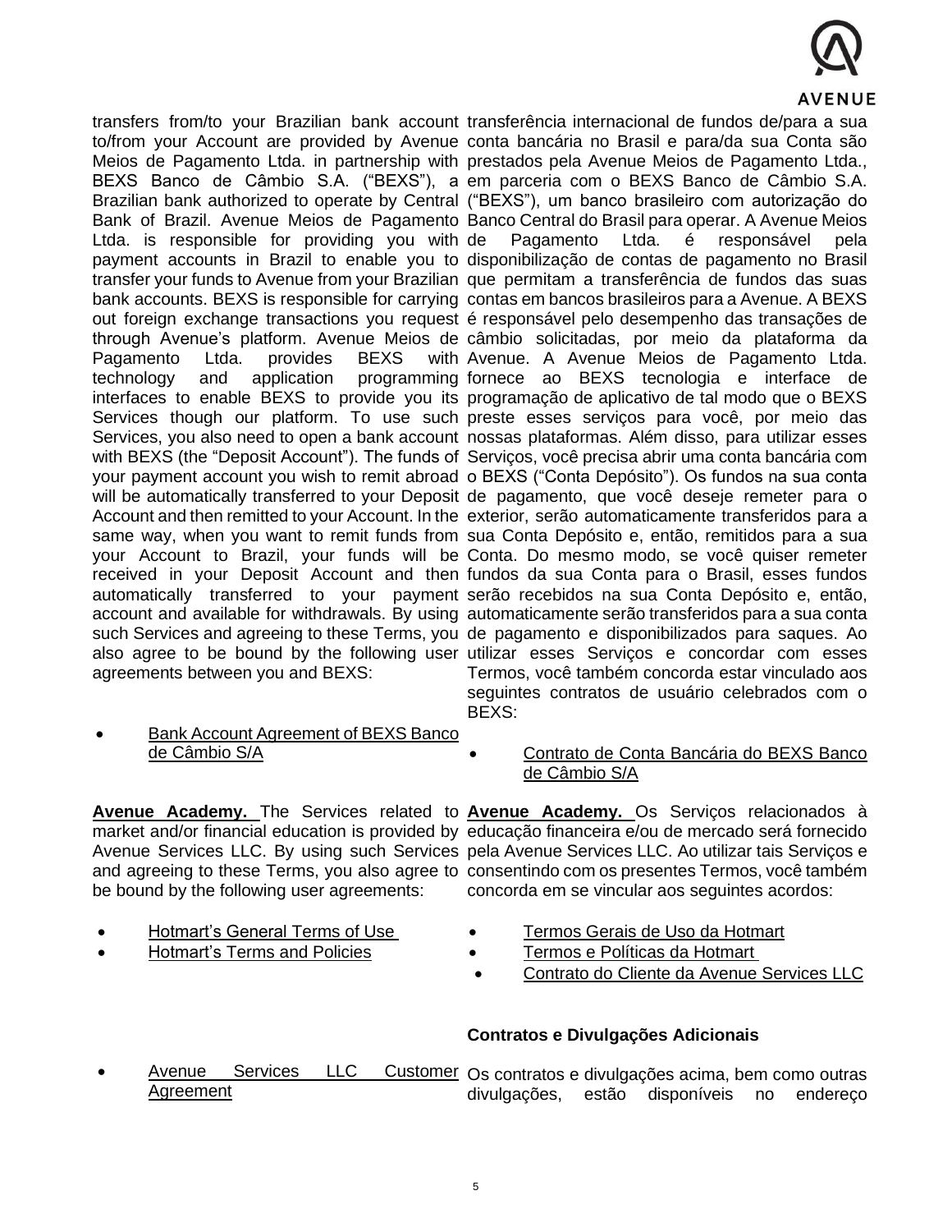transfers from/to your Brazilian bank account to/from your Account are provided by Avenue Meios de Pagamento Ltda. in partnership with BEXS Banco de Câmbio S.A. ("BEXS"), a Brazilian bank authorized to operate by Central Bank of Brazil. Avenue Meios de Pagamento Ltda. is responsible for providing you with payment accounts in Brazil to enable you to transfer your funds to Avenue from your Brazilian bank accounts. BEXS is responsible for carrying out foreign exchange transactions you request through Avenue's platform. Avenue Meios de Pagamento Ltda. provides BEXS with technology and application programming interfaces to enable BEXS to provide you its Services though our platform. To use such Services, you also need to open a bank account with BEXS (the "Deposit Account"). The funds of your payment account you wish to remit abroad will be automatically transferred to your Deposit Account and then remitted to your Account. In the same way, when you want to remit funds from your Account to Brazil, your funds will be received in your Deposit Account and then automatically transferred to your payment account and available for withdrawals. By using such Services and agreeing to these Terms, you also agree to be bound by the following user agreements between you and BEXS:

- Bank Account Agreement of BEXS Banco de Câmbio S/A

**Avenue Academy.** The Services related to market and/or financial education is provided by Avenue Services LLC. By using such Services and agreeing to these Terms, you also agree to be bound by the following user agreements:

- Hotmart's General Terms of Use
- Hotmart's Terms and Policies
- Avenue Services LLC Customer Agreement

transferência internacional de fundos de/para a sua conta bancária no Brasil e para/da sua Conta são prestados pela Avenue Meios de Pagamento Ltda., em parceria com o BEXS Banco de Câmbio S.A. ("BEXS"), um banco brasileiro com autorização do Banco Central do Brasil para operar. A Avenue Meios de Pagamento Ltda. é responsável pela disponibilização de contas de pagamento no Brasil que permitam a transferência de fundos das suas contas em bancos brasileiros para a Avenue. A BEXS é responsável pelo desempenho das transações de câmbio solicitadas, por meio da plataforma da Avenue. A Avenue Meios de Pagamento Ltda. fornece ao BEXS tecnologia e interface de programação de aplicativo de tal modo que o BEXS preste esses serviços para você, por meio das nossas plataformas. Além disso, para utilizar esses Serviços, você precisa abrir uma conta bancária com o BEXS ("Conta Depósito"). Os fundos na sua conta de pagamento, que você deseje remeter para o exterior, serão automaticamente transferidos para a sua Conta Depósito e, então, remitidos para a sua Conta. Do mesmo modo, se você quiser remeter fundos da sua Conta para o Brasil, esses fundos serão recebidos na sua Conta Depósito e, então, automaticamente serão transferidos para a sua conta de pagamento e disponibilizados para saques. Ao utilizar esses Serviços e concordar com esses Termos, você também concorda estar vinculado aos seguintes contratos de usuário celebrados com o BEXS:

- Contrato de Conta Bancária do BEXS Banco de Câmbio S/A

**Avenue Academy.** Os Serviços relacionados à educação financeira e/ou de mercado será fornecido pela Avenue Services LLC. Ao utilizar tais Serviços e consentindo com os presentes Termos, você também concorda em se vincular aos seguintes acordos:

- Termos Gerais de Uso da Hotmart
- Termos e Políticas da Hotmart
- Contrato do Cliente da Avenue Services LLC

**Contratos e Divulgações Adicionais**

Os contratos e divulgações acima, bem como outras divulgações, estão disponíveis no endereço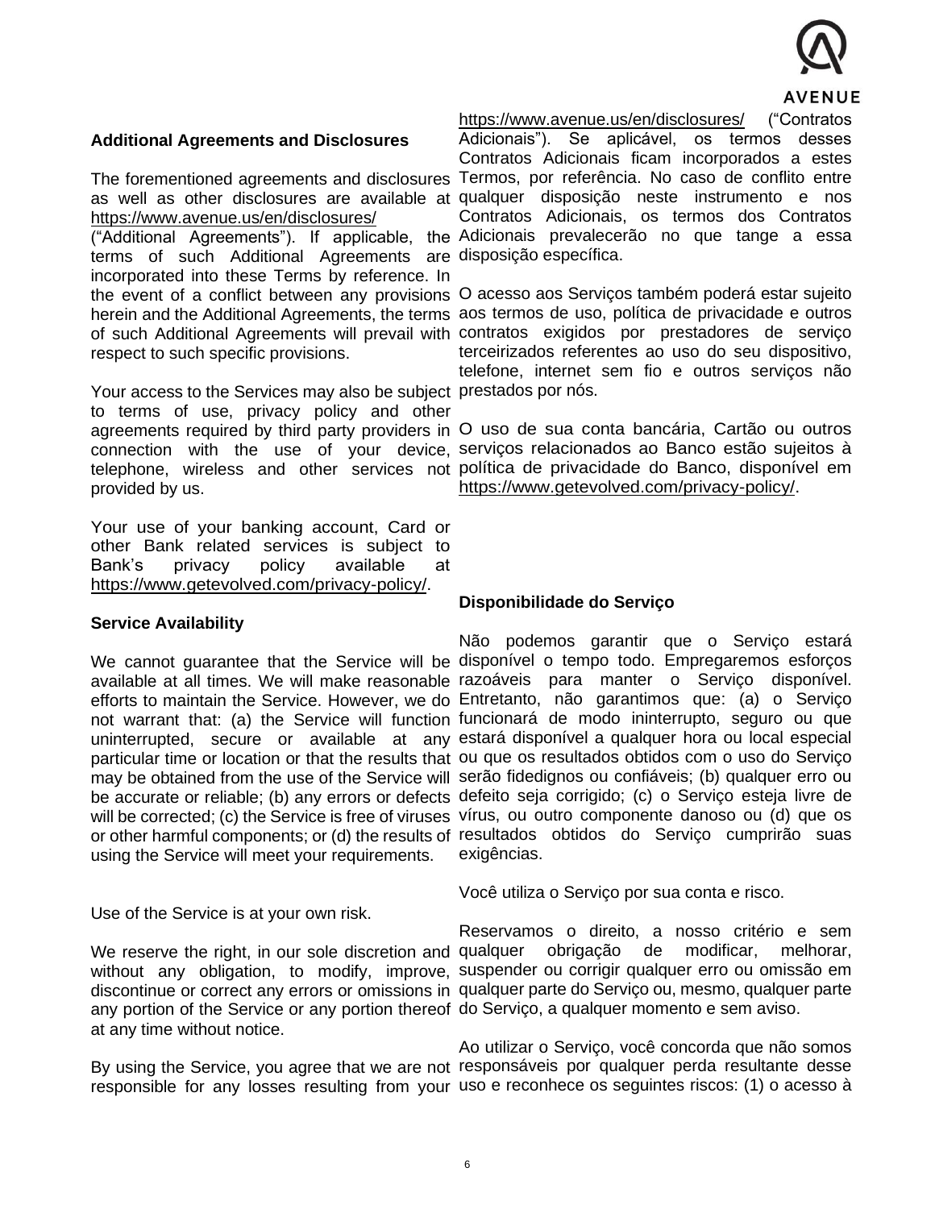### Additional Agreements and Disclosures

The forementioned agreements and disclosures as well as other disclosures are available at https://www.avenue.us/en/disclosures/ ("Additional Agreements"). If applicable, the terms of such Additional Agreements are incorporated into these Terms by reference. In the event of a conflict between any provisions herein and the Additional Agreements, the terms of such Additional Agreements will prevail with respect to such specific provisions.

Your access to the Services may also be subject to terms of use, privacy policy and other agreements required by third party providers in connection with the use of your device, telephone, wireless and other services not provided by us.

Your use of your banking account, Card or other Bank related services is subject to Bank's privacy policy available at https://www.getevolved.com/privacy-policy/.

### Service Availability

We cannot guarantee that the Service will be available at all times. We will make reasonable efforts to maintain the Service. However, we do not warrant that: (a) the Service will function uninterrupted, secure or available at any particular time or location or that the results that may be obtained from the use of the Service will be accurate or reliable; (b) any errors or defects will be corrected; (c) the Service is free of viruses or other harmful components; or (d) the results of using the Service will meet your requirements.

Use of the Service is at your own risk.

We reserve the right, in our sole discretion and without any obligation, to modify, improve, discontinue or correct any errors or omissions in any portion of the Service or any portion thereof at any time without notice.

By using the Service, you agree that we are not responsible for any losses resulting from your

https://www.avenue.us/en/disclosures/ ("Contratos Adicionais"). Se aplicável, os termos desses Contratos Adicionais ficam incorporados a estes Termos, por referência. No caso de conflito entre qualquer disposição neste instrumento e nos Contratos Adicionais, os termos dos Contratos Adicionais prevalecerão no que tange a essa disposição específica.

O acesso aos Serviços também poderá estar sujeito aos termos de uso, política de privacidade e outros contratos exigidos por prestadores de serviço terceirizados referentes ao uso do seu dispositivo, telefone, internet sem fio e outros serviços não prestados por nós.

O uso de sua conta bancária, Cartão ou outros serviços relacionados ao Banco estão sujeitos à política de privacidade do Banco, disponível em https://www.getevolved.com/privacy-policy/.

### Disponibilidade do Serviço

Não podemos garantir que o Serviço estará disponível o tempo todo. Empregaremos esforços razoáveis para manter o Serviço disponível. Entretanto, não garantimos que: (a) o Serviço funcionará de modo ininterrupto, seguro ou que estará disponível a qualquer hora ou local especial ou que os resultados obtidos com o uso do Serviço serão fidedignos ou confiáveis; (b) qualquer erro ou defeito seja corrigido; (c) o Serviço esteja livre de vírus, ou outro componente danoso ou (d) que os resultados obtidos do Serviço cumprirão suas exigências.

Você utiliza o Serviço por sua conta e risco.

Reservamos o direito, a nosso critério e sem qualquer obrigação de modificar, melhorar, suspender ou corrigir qualquer erro ou omissão em qualquer parte do Serviço ou, mesmo, qualquer parte do Serviço, a qualquer momento e sem aviso.

Ao utilizar o Serviço, você concorda que não somos responsáveis por qualquer perda resultante desse uso e reconhece os seguintes riscos: (1) o acesso à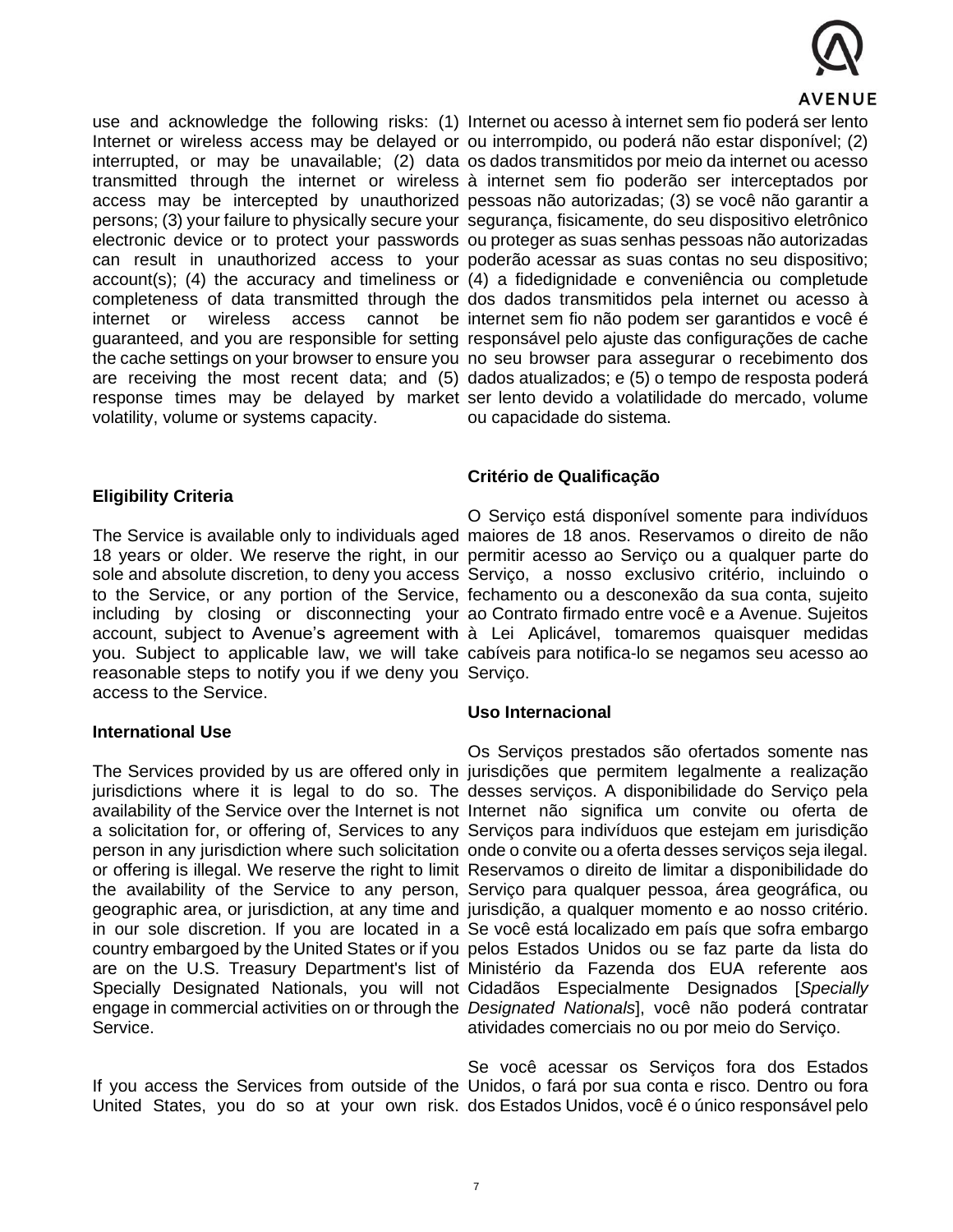use and acknowledge the following risks: (1) Internet or wireless access may be delayed or interrupted, or may be unavailable; (2) data transmitted through the internet or wireless access may be intercepted by unauthorized persons; (3) your failure to physically secure your electronic device or to protect your passwords can result in unauthorized access to your account(s); (4) the accuracy and timeliness or completeness of data transmitted through the internet or wireless access cannot be guaranteed, and you are responsible for setting the cache settings on your browser to ensure you are receiving the most recent data; and (5) response times may be delayed by market volatility, volume or systems capacity.

Internet ou acesso à internet sem fio poderá ser lento ou interrompido, ou poderá não estar disponível; (2) os dados transmitidos por meio da internet ou acesso à internet sem fio poderão ser interceptados por pessoas não autorizadas; (3) se você não garantir a segurança, fisicamente, do seu dispositivo eletrônico ou proteger as suas senhas pessoas não autorizadas poderão acessar as suas contas no seu dispositivo; (4) a fidedignidade e conveniência ou completude dos dados transmitidos pela internet ou acesso à internet sem fio não podem ser garantidos e você é responsável pelo ajuste das configurações de cache no seu browser para assegurar o recebimento dos dados atualizados; e (5) o tempo de resposta poderá ser lento devido a volatilidade do mercado, volume ou capacidade do sistema.

**Eligibility Criteria**

The Service is available only to individuals aged 18 years or older. We reserve the right, in our sole and absolute discretion, to deny you access to the Service, or any portion of the Service, including by closing or disconnecting your account, subject to Avenue's agreement with you. Subject to applicable law, we will take reasonable steps to notify you if we deny you access to the Service.

**Critério de Qualificação**

O Serviço está disponível somente para indivíduos maiores de 18 anos. Reservamos o direito de não permitir acesso ao Serviço ou a qualquer parte do Serviço, a nosso exclusivo critério, incluindo o fechamento ou a desconexão da sua conta, sujeito ao Contrato firmado entre você e a Avenue. Sujeitos à Lei Aplicável, tomaremos quaisquer medidas cabíveis para notifica-lo se negamos seu acesso ao Serviço.

**International Use**

The Services provided by us are offered only in jurisdictions where it is legal to do so. The availability of the Service over the Internet is not a solicitation for, or offering of, Services to any person in any jurisdiction where such solicitation or offering is illegal. We reserve the right to limit the availability of the Service to any person, geographic area, or jurisdiction, at any time and in our sole discretion. If you are located in a country embargoed by the United States or if you are on the U.S. Treasury Department's list of Specially Designated Nationals, you will not engage in commercial activities on or through the Service.

If you access the Services from outside of the United States, you do so at your own risk.

**Uso Internacional**

Os Serviços prestados são ofertados somente nas jurisdições que permitem legalmente a realização desses serviços. A disponibilidade do Serviço pela Internet não significa um convite ou oferta de Serviços para indivíduos que estejam em jurisdição onde o convite ou a oferta desses serviços seja ilegal. Reservamos o direito de limitar a disponibilidade do Serviço para qualquer pessoa, área geográfica, ou jurisdição, a qualquer momento e ao nosso critério. Se você está localizado em país que sofra embargo pelos Estados Unidos ou se faz parte da lista do Ministério da Fazenda dos EUA referente aos Cidadãos Especialmente Designados [*Specially Designated Nationals*], você não poderá contratar atividades comerciais no ou por meio do Serviço.

Se você acessar os Serviços fora dos Estados Unidos, o fará por sua conta e risco. Dentro ou fora dos Estados Unidos, você é o único responsável pelo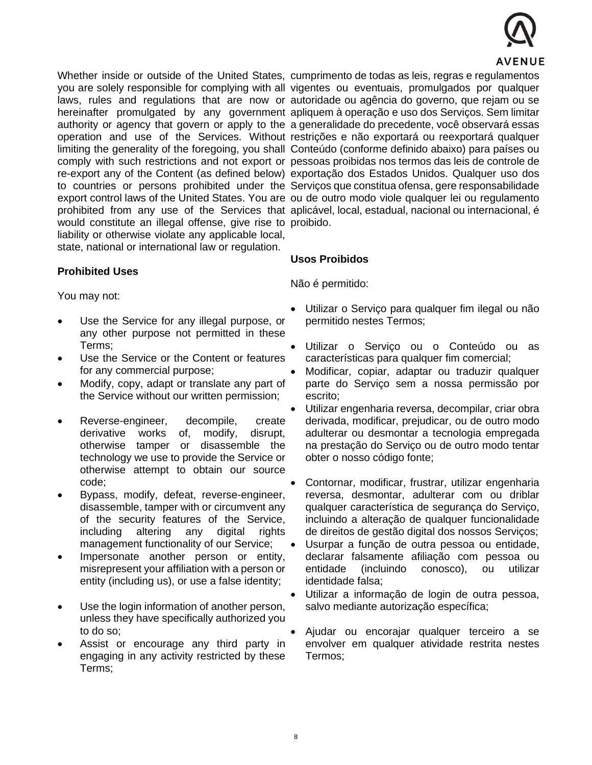Whether inside or outside of the United States, you are solely responsible for complying with all laws, rules and regulations that are now or hereinafter promulgated by any government authority or agency that govern or apply to the operation and use of the Services. Without limiting the generality of the foregoing, you shall comply with such restrictions and not export or re-export any of the Content (as defined below) to countries or persons prohibited under the export control laws of the United States. You are prohibited from any use of the Services that would constitute an illegal offense, give rise to liability or otherwise violate any applicable local, state, national or international law or regulation.

**Prohibited Uses**

You may not:

- Use the Service for any illegal purpose, or any other purpose not permitted in these Terms;
- Use the Service or the Content or features for any commercial purpose;
- Modify, copy, adapt or translate any part of the Service without our written permission;
- Reverse-engineer, decompile, create derivative works of, modify, disrupt, otherwise tamper or disassemble the technology we use to provide the Service or otherwise attempt to obtain our source code;
- Bypass, modify, defeat, reverse-engineer, disassemble, tamper with or circumvent any of the security features of the Service, including altering any digital rights management functionality of our Service;
- Impersonate another person or entity, misrepresent your affiliation with a person or entity (including us), or use a false identity;
- Use the login information of another person, unless they have specifically authorized you to do so;
- Assist or encourage any third party in engaging in any activity restricted by these Terms;

cumprimento de todas as leis, regras e regulamentos vigentes ou eventuais, promulgados por qualquer autoridade ou agência do governo, que rejam ou se apliquem à operação e uso dos Serviços. Sem limitar a generalidade do precedente, você observará essas restrições e não exportará ou reexportará qualquer Conteúdo (conforme definido abaixo) para países ou pessoas proibidas nos termos das leis de controle de exportação dos Estados Unidos. Qualquer uso dos Serviços que constitua ofensa, gere responsabilidade ou de outro modo viole qualquer lei ou regulamento aplicável, local, estadual, nacional ou internacional, é proibido.

**Usos Proibidos**

Não é permitido:

- Utilizar o Serviço para qualquer fim ilegal ou não permitido nestes Termos;
- Utilizar o Serviço ou o Conteúdo ou as características para qualquer fim comercial;
- Modificar, copiar, adaptar ou traduzir qualquer parte do Serviço sem a nossa permissão por escrito;
- Utilizar engenharia reversa, decompilar, criar obra derivada, modificar, prejudicar, ou de outro modo adulterar ou desmontar a tecnologia empregada na prestação do Serviço ou de outro modo tentar obter o nosso código fonte;
- Contornar, modificar, frustrar, utilizar engenharia reversa, desmontar, adulterar com ou driblar qualquer característica de segurança do Serviço, incluindo a alteração de qualquer funcionalidade de direitos de gestão digital dos nossos Serviços;
- Usurpar a função de outra pessoa ou entidade, declarar falsamente afiliação com pessoa ou entidade (incluindo conosco), ou utilizar identidade falsa;
- Utilizar a informação de login de outra pessoa, salvo mediante autorização específica;
- Ajudar ou encorajar qualquer terceiro a se envolver em qualquer atividade restrita nestes Termos;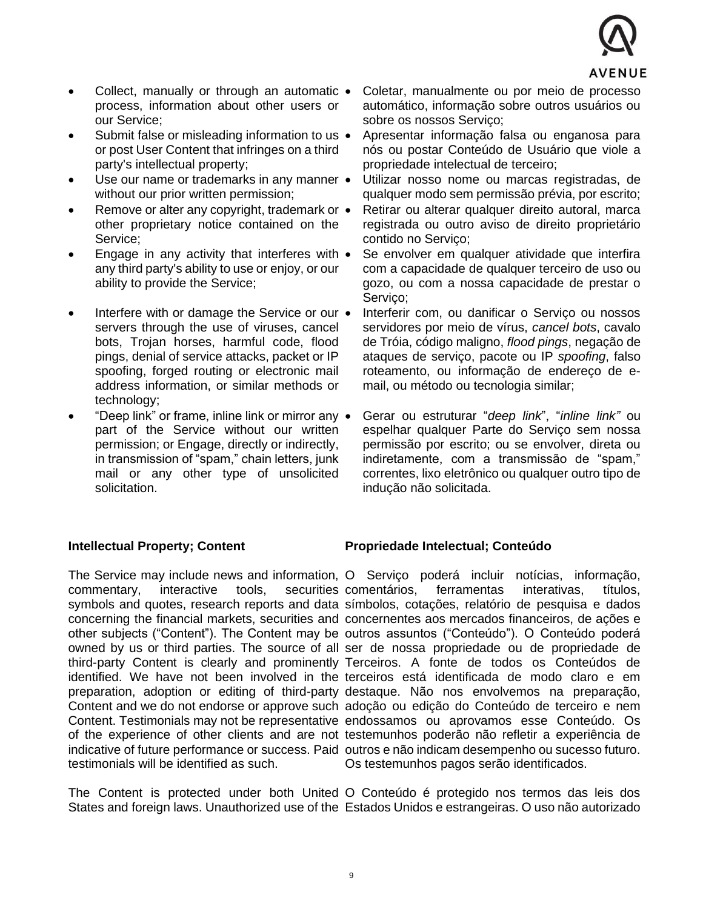- Collect, manually or through an automatic process, information about other users or our Service;
- Submit false or misleading information to us or post User Content that infringes on a third party's intellectual property;
- Use our name or trademarks in any manner without our prior written permission;
- Remove or alter any copyright, trademark or other proprietary notice contained on the Service;
- Engage in any activity that interferes with any third party's ability to use or enjoy, or our ability to provide the Service;
- Interfere with or damage the Service or our servers through the use of viruses, cancel bots, Trojan horses, harmful code, flood pings, denial of service attacks, packet or IP spoofing, forged routing or electronic mail address information, or similar methods or technology;
- "Deep link" or frame, inline link or mirror any part of the Service without our written permission; or Engage, directly or indirectly, in transmission of "spam," chain letters, junk mail or any other type of unsolicited solicitation.

- Coletar, manualmente ou por meio de processo automático, informação sobre outros usuários ou sobre os nossos Serviço;
- Apresentar informação falsa ou enganosa para nós ou postar Conteúdo de Usuário que viole a propriedade intelectual de terceiro;
- Utilizar nosso nome ou marcas registradas, de qualquer modo sem permissão prévia, por escrito;
- Retirar ou alterar qualquer direito autoral, marca registrada ou outro aviso de direito proprietário contido no Serviço;
- Se envolver em qualquer atividade que interfira com a capacidade de qualquer terceiro de uso ou gozo, ou com a nossa capacidade de prestar o Serviço;
- Interferir com, ou danificar o Serviço ou nossos servidores por meio de vírus, *cancel bots*, cavalo de Tróia, código maligno, *flood pings*, negação de ataques de serviço, pacote ou IP *spoofing*, falso roteamento, ou informação de endereço de e-mail, ou método ou tecnologia similar;
- Gerar ou estruturar "*deep link*", "*inline link"* ou espelhar qualquer Parte do Serviço sem nossa permissão por escrito; ou se envolver, direta ou indiretamente, com a transmissão de "spam," correntes, lixo eletrônico ou qualquer outro tipo de indução não solicitada.

**Intellectual Property; Content**

The Service may include news and information, commentary, interactive tools, securities symbols and quotes, research reports and data concerning the financial markets, securities and other subjects ("Content"). The Content may be owned by us or third parties. The source of all third-party Content is clearly and prominently identified. We have not been involved in the preparation, adoption or editing of third-party Content and we do not endorse or approve such Content. Testimonials may not be representative of the experience of other clients and are not indicative of future performance or success. Paid testimonials will be identified as such.

The Content is protected under both United States and foreign laws. Unauthorized use of the

**Propriedade Intelectual; Conteúdo**

O Serviço poderá incluir notícias, informação, comentários, ferramentas interativas, títulos, símbolos, cotações, relatório de pesquisa e dados concernentes aos mercados financeiros, de ações e outros assuntos ("Conteúdo"). O Conteúdo poderá ser de nossa propriedade ou de propriedade de Terceiros. A fonte de todos os Conteúdos de terceiros está identificada de modo claro e em destaque. Não nos envolvemos na preparação, adoção ou edição do Conteúdo de terceiro e nem endossamos ou aprovamos esse Conteúdo. Os testemunhos poderão não refletir a experiência de outros e não indicam desempenho ou sucesso futuro. Os testemunhos pagos serão identificados.

O Conteúdo é protegido nos termos das leis dos Estados Unidos e estrangeiras. O uso não autorizado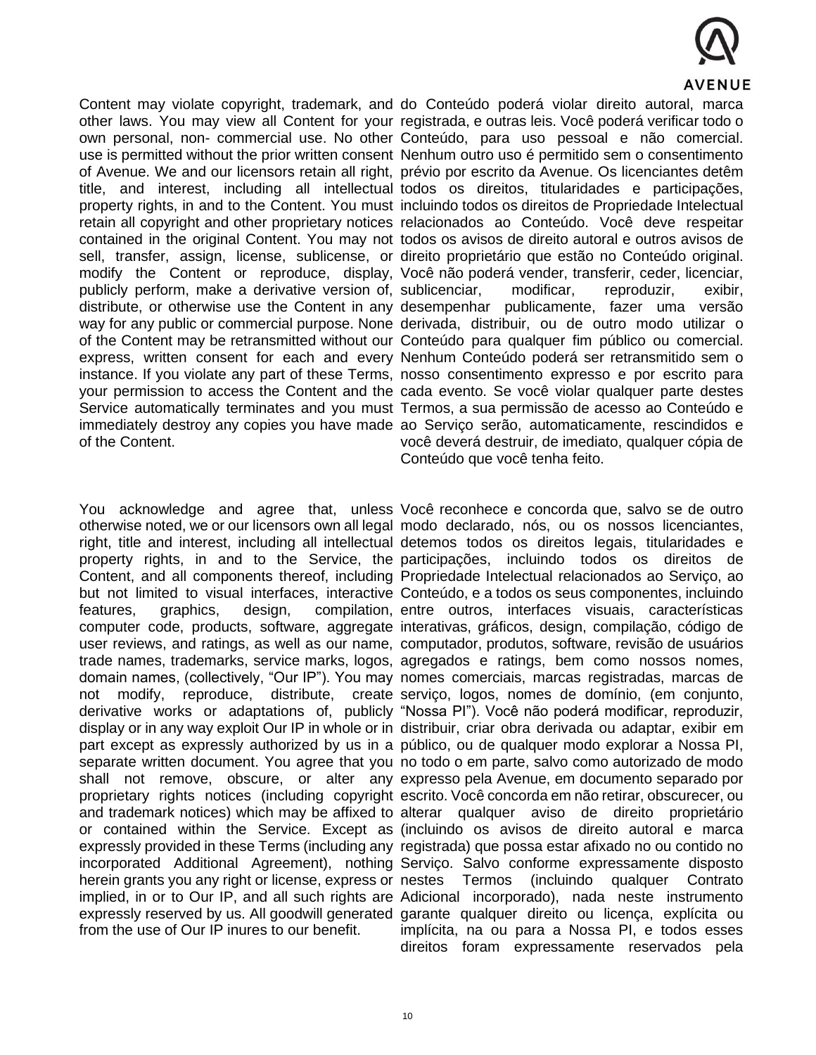Content may violate copyright, trademark, and other laws. You may view all Content for your own personal, non- commercial use. No other use is permitted without the prior written consent of Avenue. We and our licensors retain all right, title, and interest, including all intellectual property rights, in and to the Content. You must retain all copyright and other proprietary notices contained in the original Content. You may not sell, transfer, assign, license, sublicense, or modify the Content or reproduce, display, publicly perform, make a derivative version of, distribute, or otherwise use the Content in any way for any public or commercial purpose. None of the Content may be retransmitted without our express, written consent for each and every instance. If you violate any part of these Terms, your permission to access the Content and the Service automatically terminates and you must immediately destroy any copies you have made of the Content.

do Conteúdo poderá violar direito autoral, marca registrada, e outras leis. Você poderá verificar todo o Conteúdo, para uso pessoal e não comercial. Nenhum outro uso é permitido sem o consentimento prévio por escrito da Avenue. Os licenciantes detêm todos os direitos, titularidades e participações, incluindo todos os direitos de Propriedade Intelectual relacionados ao Conteúdo. Você deve respeitar todos os avisos de direito autoral e outros avisos de direito proprietário que estão no Conteúdo original. Você não poderá vender, transferir, ceder, licenciar, sublicenciar, modificar, reproduzir, exibir, desempenhar publicamente, fazer uma versão derivada, distribuir, ou de outro modo utilizar o Conteúdo para qualquer fim público ou comercial. Nenhum Conteúdo poderá ser retransmitido sem o nosso consentimento expresso e por escrito para cada evento. Se você violar qualquer parte destes Termos, a sua permissão de acesso ao Conteúdo e ao Serviço serão, automaticamente, rescindidos e você deverá destruir, de imediato, qualquer cópia de Conteúdo que você tenha feito.

You acknowledge and agree that, unless otherwise noted, we or our licensors own all legal right, title and interest, including all intellectual property rights, in and to the Service, the Content, and all components thereof, including but not limited to visual interfaces, interactive features, graphics, design, compilation, computer code, products, software, aggregate user reviews, and ratings, as well as our name, trade names, trademarks, service marks, logos, domain names, (collectively, "Our IP"). You may not modify, reproduce, distribute, create derivative works or adaptations of, publicly display or in any way exploit Our IP in whole or in part except as expressly authorized by us in a separate written document. You agree that you shall not remove, obscure, or alter any proprietary rights notices (including copyright and trademark notices) which may be affixed to or contained within the Service. Except as expressly provided in these Terms (including any incorporated Additional Agreement), nothing herein grants you any right or license, express or implied, in or to Our IP, and all such rights are expressly reserved by us. All goodwill generated from the use of Our IP inures to our benefit.

Você reconhece e concorda que, salvo se de outro modo declarado, nós, ou os nossos licenciantes, detemos todos os direitos legais, titularidades e participações, incluindo todos os direitos de Propriedade Intelectual relacionados ao Serviço, ao Conteúdo, e a todos os seus componentes, incluindo entre outros, interfaces visuais, características interativas, gráficos, design, compilação, código de computador, produtos, software, revisão de usuários agregados e ratings, bem como nossos nomes, nomes comerciais, marcas registradas, marcas de serviço, logos, nomes de domínio, (em conjunto, "Nossa PI"). Você não poderá modificar, reproduzir, distribuir, criar obra derivada ou adaptar, exibir em público, ou de qualquer modo explorar a Nossa PI, no todo o em parte, salvo como autorizado de modo expresso pela Avenue, em documento separado por escrito. Você concorda em não retirar, obscurecer, ou alterar qualquer aviso de direito proprietário (incluindo os avisos de direito autoral e marca registrada) que possa estar afixado no ou contido no Serviço. Salvo conforme expressamente disposto nestes Termos (incluindo qualquer Contrato Adicional incorporado), nada neste instrumento garante qualquer direito ou licença, explícita ou implícita, na ou para a Nossa PI, e todos esses direitos foram expressamente reservados pela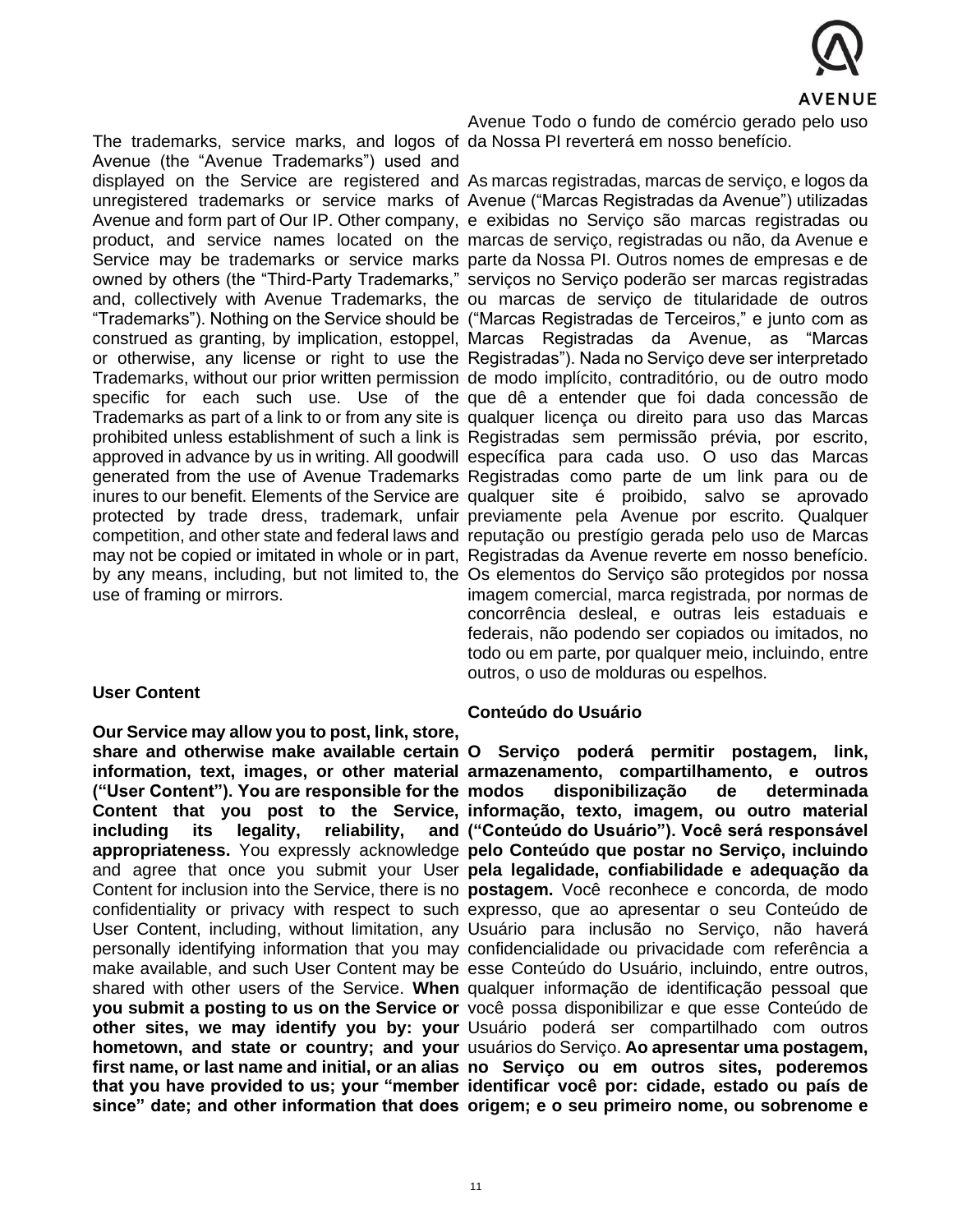Avenue Todo o fundo de comércio gerado pelo uso da Nossa PI reverterá em nosso benefício.

The trademarks, service marks, and logos of Avenue (the "Avenue Trademarks") used and displayed on the Service are registered and unregistered trademarks or service marks of Avenue and form part of Our IP. Other company, product, and service names located on the Service may be trademarks or service marks owned by others (the "Third-Party Trademarks," and, collectively with Avenue Trademarks, the "Trademarks"). Nothing on the Service should be construed as granting, by implication, estoppel, or otherwise, any license or right to use the Trademarks, without our prior written permission specific for each such use. Use of the Trademarks as part of a link to or from any site is prohibited unless establishment of such a link is approved in advance by us in writing. All goodwill generated from the use of Avenue Trademarks inures to our benefit. Elements of the Service are protected by trade dress, trademark, unfair competition, and other state and federal laws and may not be copied or imitated in whole or in part, by any means, including, but not limited to, the use of framing or mirrors.

As marcas registradas, marcas de serviço, e logos da Avenue ("Marcas Registradas da Avenue") utilizadas e exibidas no Serviço são marcas registradas ou marcas de serviço, registradas ou não, da Avenue e parte da Nossa PI. Outros nomes de empresas e de serviços no Serviço poderão ser marcas registradas ou marcas de serviço de titularidade de outros ("Marcas Registradas de Terceiros," e junto com as Marcas Registradas da Avenue, as "Marcas Registradas"). Nada no Serviço deve ser interpretado de modo implícito, contraditório, ou de outro modo que dê a entender que foi dada concessão de qualquer licença ou direito para uso das Marcas Registradas sem permissão prévia, por escrito, específica para cada uso. O uso das Marcas Registradas como parte de um link para ou de qualquer site é proibido, salvo se aprovado previamente pela Avenue por escrito. Qualquer reputação ou prestígio gerada pelo uso de Marcas Registradas da Avenue reverte em nosso benefício. Os elementos do Serviço são protegidos por nossa imagem comercial, marca registrada, por normas de concorrência desleal, e outras leis estaduais e federais, não podendo ser copiados ou imitados, no todo ou em parte, por qualquer meio, incluindo, entre outros, o uso de molduras ou espelhos.

**User Content**

**Our Service may allow you to post, link, store, share and otherwise make available certain information, text, images, or other material ("User Content"). You are responsible for the Content that you post to the Service, including its legality, reliability, and appropriateness.** You expressly acknowledge and agree that once you submit your User Content for inclusion into the Service, there is no confidentiality or privacy with respect to such User Content, including, without limitation, any personally identifying information that you may make available, and such User Content may be shared with other users of the Service. **When you submit a posting to us on the Service or other sites, we may identify you by: your hometown, and state or country; and your first name, or last name and initial, or an alias that you have provided to us; your "member since" date; and other information that does**

**Conteúdo do Usuário**

**O Serviço poderá permitir postagem, link, armazenamento, compartilhamento, e outros modos disponibilização de determinada informação, texto, imagem, ou outro material ("Conteúdo do Usuário"). Você será responsável pelo Conteúdo que postar no Serviço, incluindo pela legalidade, confiabilidade e adequação da postagem.** Você reconhece e concorda, de modo expresso, que ao apresentar o seu Conteúdo de Usuário para inclusão no Serviço, não haverá confidencialidade ou privacidade com referência a esse Conteúdo do Usuário, incluindo, entre outros, qualquer informação de identificação pessoal que você possa disponibilizar e que esse Conteúdo de Usuário poderá ser compartilhado com outros usuários do Serviço. **Ao apresentar uma postagem, no Serviço ou em outros sites, poderemos identificar você por: cidade, estado ou país de origem; e o seu primeiro nome, ou sobrenome e**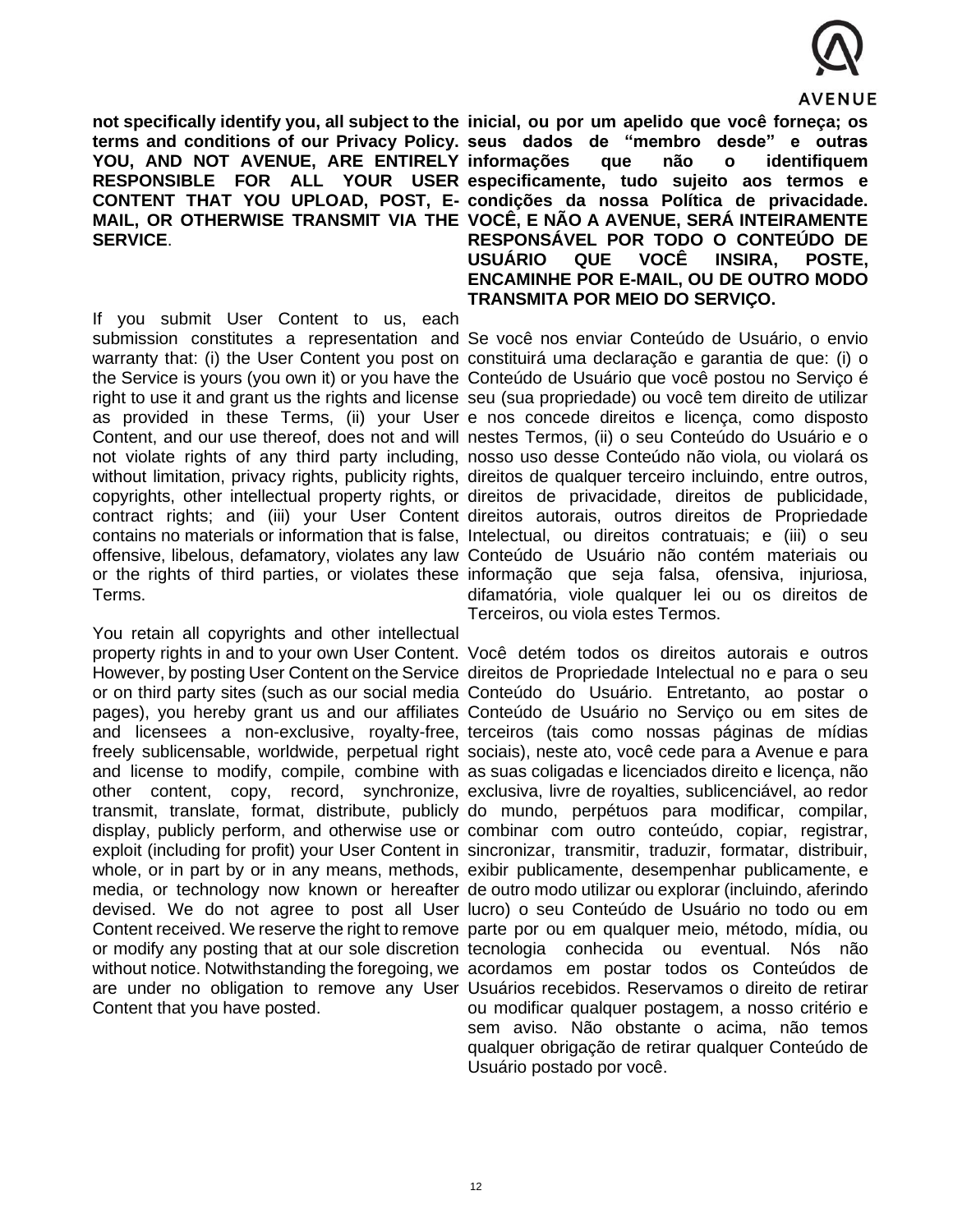**not specifically identify you, all subject to the terms and conditions of our Privacy Policy. YOU, AND NOT AVENUE, ARE ENTIRELY RESPONSIBLE FOR ALL YOUR USER CONTENT THAT YOU UPLOAD, POST, E-MAIL, OR OTHERWISE TRANSMIT VIA THE SERVICE**.

If you submit User Content to us, each submission constitutes a representation and warranty that: (i) the User Content you post on the Service is yours (you own it) or you have the right to use it and grant us the rights and license as provided in these Terms, (ii) your User Content, and our use thereof, does not and will not violate rights of any third party including, without limitation, privacy rights, publicity rights, copyrights, other intellectual property rights, or contract rights; and (iii) your User Content contains no materials or information that is false, offensive, libelous, defamatory, violates any law or the rights of third parties, or violates these Terms.

You retain all copyrights and other intellectual property rights in and to your own User Content. However, by posting User Content on the Service or on third party sites (such as our social media pages), you hereby grant us and our affiliates and licensees a non-exclusive, royalty-free, freely sublicensable, worldwide, perpetual right and license to modify, compile, combine with other content, copy, record, synchronize, transmit, translate, format, distribute, publicly display, publicly perform, and otherwise use or exploit (including for profit) your User Content in whole, or in part by or in any means, methods, media, or technology now known or hereafter devised. We do not agree to post all User Content received. We reserve the right to remove or modify any posting that at our sole discretion without notice. Notwithstanding the foregoing, we are under no obligation to remove any User Content that you have posted.

**inicial, ou por um apelido que você forneça; os seus dados de "membro desde" e outras informações que não o identifiquem especificamente, tudo sujeito aos termos e condições da nossa Política de privacidade. VOCÊ, E NÃO A AVENUE, SERÁ INTEIRAMENTE RESPONSÁVEL POR TODO O CONTEÚDO DE USUÁRIO QUE VOCÊ INSIRA, POSTE, ENCAMINHE POR E-MAIL, OU DE OUTRO MODO TRANSMITA POR MEIO DO SERVIÇO.**

Se você nos enviar Conteúdo de Usuário, o envio constituirá uma declaração e garantia de que: (i) o Conteúdo de Usuário que você postou no Serviço é seu (sua propriedade) ou você tem direito de utilizar e nos concede direitos e licença, como disposto nestes Termos, (ii) o seu Conteúdo do Usuário e o nosso uso desse Conteúdo não viola, ou violará os direitos de qualquer terceiro incluindo, entre outros, direitos de privacidade, direitos de publicidade, direitos autorais, outros direitos de Propriedade Intelectual, ou direitos contratuais; e (iii) o seu Conteúdo de Usuário não contém materiais ou informação que seja falsa, ofensiva, injuriosa, difamatória, viole qualquer lei ou os direitos de Terceiros, ou viola estes Termos.

Você detém todos os direitos autorais e outros direitos de Propriedade Intelectual no e para o seu Conteúdo do Usuário. Entretanto, ao postar o Conteúdo de Usuário no Serviço ou em sites de terceiros (tais como nossas páginas de mídias sociais), neste ato, você cede para a Avenue e para as suas coligadas e licenciados direito e licença, não exclusiva, livre de royalties, sublicenciável, ao redor do mundo, perpétuos para modificar, compilar, combinar com outro conteúdo, copiar, registrar, sincronizar, transmitir, traduzir, formatar, distribuir, exibir publicamente, desempenhar publicamente, e de outro modo utilizar ou explorar (incluindo, aferindo lucro) o seu Conteúdo de Usuário no todo ou em parte por ou em qualquer meio, método, mídia, ou tecnologia conhecida ou eventual. Nós não acordamos em postar todos os Conteúdos de Usuários recebidos. Reservamos o direito de retirar ou modificar qualquer postagem, a nosso critério e sem aviso. Não obstante o acima, não temos qualquer obrigação de retirar qualquer Conteúdo de Usuário postado por você.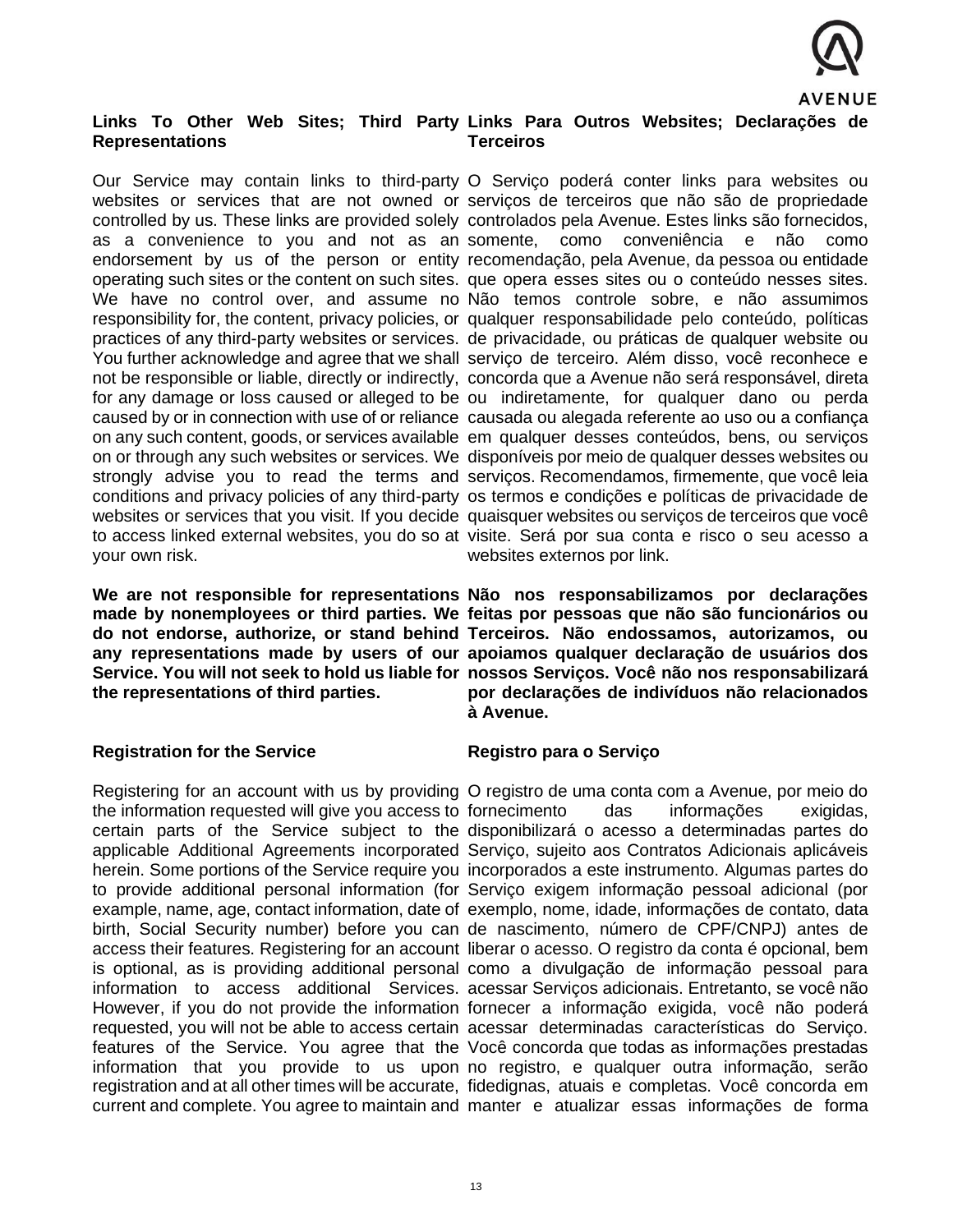**Links To Other Web Sites; Third Party Representations**

Our Service may contain links to third-party websites or services that are not owned or controlled by us. These links are provided solely as a convenience to you and not as an endorsement by us of the person or entity operating such sites or the content on such sites. We have no control over, and assume no responsibility for, the content, privacy policies, or practices of any third-party websites or services. You further acknowledge and agree that we shall not be responsible or liable, directly or indirectly, for any damage or loss caused or alleged to be caused by or in connection with use of or reliance on any such content, goods, or services available on or through any such websites or services. We strongly advise you to read the terms and conditions and privacy policies of any third-party websites or services that you visit. If you decide to access linked external websites, you do so at your own risk.

**We are not responsible for representations made by nonemployees or third parties. We do not endorse, authorize, or stand behind any representations made by users of our Service. You will not seek to hold us liable for the representations of third parties.**

**Registration for the Service**

Registering for an account with us by providing the information requested will give you access to certain parts of the Service subject to the applicable Additional Agreements incorporated herein. Some portions of the Service require you to provide additional personal information (for example, name, age, contact information, date of birth, Social Security number) before you can access their features. Registering for an account is optional, as is providing additional personal information to access additional Services. However, if you do not provide the information requested, you will not be able to access certain features of the Service. You agree that the information that you provide to us upon registration and at all other times will be accurate, current and complete. You agree to maintain and

**Links Para Outros Websites; Declarações de Terceiros**

O Serviço poderá conter links para websites ou serviços de terceiros que não são de propriedade controlados pela Avenue. Estes links são fornecidos, somente, como conveniência e não como recomendação, pela Avenue, da pessoa ou entidade que opera esses sites ou o conteúdo nesses sites. Não temos controle sobre, e não assumimos qualquer responsabilidade pelo conteúdo, políticas de privacidade, ou práticas de qualquer website ou serviço de terceiro. Além disso, você reconhece e concorda que a Avenue não será responsável, direta ou indiretamente, for qualquer dano ou perda causada ou alegada referente ao uso ou a confiança em qualquer desses conteúdos, bens, ou serviços disponíveis por meio de qualquer desses websites ou serviços. Recomendamos, firmemente, que você leia os termos e condições e políticas de privacidade de quaisquer websites ou serviços de terceiros que você visite. Será por sua conta e risco o seu acesso a websites externos por link.

**Não nos responsabilizamos por declarações feitas por pessoas que não são funcionários ou Terceiros. Não endossamos, autorizamos, ou apoiamos qualquer declaração de usuários dos nossos Serviços. Você não nos responsabilizará por declarações de indivíduos não relacionados à Avenue.**

**Registro para o Serviço**

O registro de uma conta com a Avenue, por meio do fornecimento das informações exigidas, disponibilizará o acesso a determinadas partes do Serviço, sujeito aos Contratos Adicionais aplicáveis incorporados a este instrumento. Algumas partes do Serviço exigem informação pessoal adicional (por exemplo, nome, idade, informações de contato, data de nascimento, número de CPF/CNPJ) antes de liberar o acesso. O registro da conta é opcional, bem como a divulgação de informação pessoal para acessar Serviços adicionais. Entretanto, se você não fornecer a informação exigida, você não poderá acessar determinadas características do Serviço. Você concorda que todas as informações prestadas no registro, e qualquer outra informação, serão fidedignas, atuais e completas. Você concorda em manter e atualizar essas informações de forma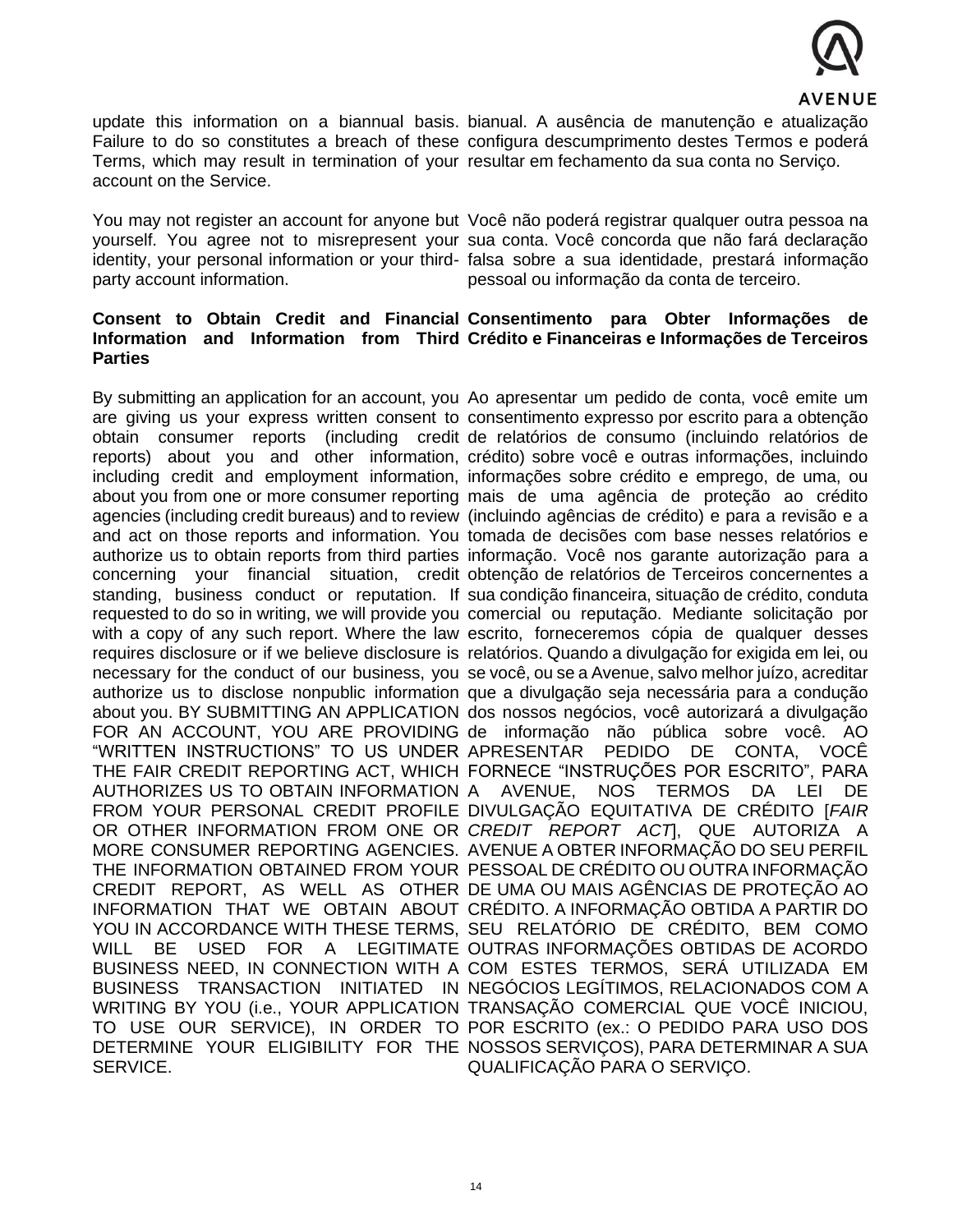update this information on a biannual basis. Failure to do so constitutes a breach of these Terms, which may result in termination of your account on the Service.

bianual. A ausência de manutenção e atualização configura descumprimento destes Termos e poderá resultar em fechamento da sua conta no Serviço.

You may not register an account for anyone but yourself. You agree not to misrepresent your identity, your personal information or your third-party account information.

Você não poderá registrar qualquer outra pessoa na sua conta. Você concorda que não fará declaração falsa sobre a sua identidade, prestará informação pessoal ou informação da conta de terceiro.

**Consent to Obtain Credit and Financial Information and Information from Third Parties**

**Consentimento para Obter Informações de Crédito e Financeiras e Informações de Terceiros**

By submitting an application for an account, you are giving us your express written consent to obtain consumer reports (including credit reports) about you and other information, including credit and employment information, about you from one or more consumer reporting agencies (including credit bureaus) and to review and act on those reports and information. You authorize us to obtain reports from third parties concerning your financial situation, credit standing, business conduct or reputation. If requested to do so in writing, we will provide you with a copy of any such report. Where the law requires disclosure or if we believe disclosure is necessary for the conduct of our business, you authorize us to disclose nonpublic information about you. BY SUBMITTING AN APPLICATION FOR AN ACCOUNT, YOU ARE PROVIDING "WRITTEN INSTRUCTIONS" TO US UNDER THE FAIR CREDIT REPORTING ACT, WHICH AUTHORIZES US TO OBTAIN INFORMATION FROM YOUR PERSONAL CREDIT PROFILE OR OTHER INFORMATION FROM ONE OR MORE CONSUMER REPORTING AGENCIES. THE INFORMATION OBTAINED FROM YOUR CREDIT REPORT, AS WELL AS OTHER INFORMATION THAT WE OBTAIN ABOUT YOU IN ACCORDANCE WITH THESE TERMS, WILL BE USED FOR A LEGITIMATE BUSINESS NEED, IN CONNECTION WITH A BUSINESS TRANSACTION INITIATED IN WRITING BY YOU (i.e., YOUR APPLICATION TO USE OUR SERVICE), IN ORDER TO DETERMINE YOUR ELIGIBILITY FOR THE SERVICE.

Ao apresentar um pedido de conta, você emite um consentimento expresso por escrito para a obtenção de relatórios de consumo (incluindo relatórios de crédito) sobre você e outras informações, incluindo informações sobre crédito e emprego, de uma, ou mais de uma agência de proteção ao crédito (incluindo agências de crédito) e para a revisão e a tomada de decisões com base nesses relatórios e informação. Você nos garante autorização para a obtenção de relatórios de Terceiros concernentes a sua condição financeira, situação de crédito, conduta comercial ou reputação. Mediante solicitação por escrito, forneceremos cópia de qualquer desses relatórios. Quando a divulgação for exigida em lei, ou se você, ou se a Avenue, salvo melhor juízo, acreditar que a divulgação seja necessária para a condução dos nossos negócios, você autorizará a divulgação de informação não pública sobre você. AO APRESENTAR PEDIDO DE CONTA, VOCÊ FORNECE "INSTRUÇÕES POR ESCRITO", PARA A AVENUE, NOS TERMOS DA LEI DE DIVULGAÇÃO EQUITATIVA DE CRÉDITO [*FAIR CREDIT REPORT ACT*], QUE AUTORIZA A AVENUE A OBTER INFORMAÇÃO DO SEU PERFIL PESSOAL DE CRÉDITO OU OUTRA INFORMAÇÃO DE UMA OU MAIS AGÊNCIAS DE PROTEÇÃO AO CRÉDITO. A INFORMAÇÃO OBTIDA A PARTIR DO SEU RELATÓRIO DE CRÉDITO, BEM COMO OUTRAS INFORMAÇÕES OBTIDAS DE ACORDO COM ESTES TERMOS, SERÁ UTILIZADA EM NEGÓCIOS LEGÍTIMOS, RELACIONADOS COM A TRANSAÇÃO COMERCIAL QUE VOCÊ INICIOU, POR ESCRITO (ex.: O PEDIDO PARA USO DOS NOSSOS SERVIÇOS), PARA DETERMINAR A SUA QUALIFICAÇÃO PARA O SERVIÇO.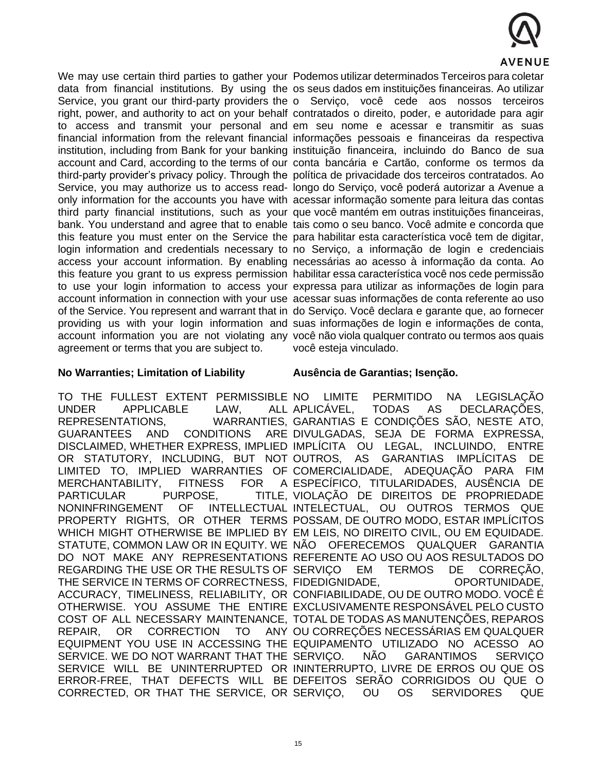We may use certain third parties to gather your data from financial institutions. By using the Service, you grant our third-party providers the right, power, and authority to act on your behalf to access and transmit your personal and financial information from the relevant financial institution, including from Bank for your banking account and Card, according to the terms of our third-party provider's privacy policy. Through the Service, you may authorize us to access read-only information for the accounts you have with third party financial institutions, such as your bank. You understand and agree that to enable this feature you must enter on the Service the login information and credentials necessary to access your account information. By enabling this feature you grant to us express permission to use your login information to access your account information in connection with your use of the Service. You represent and warrant that in providing us with your login information and account information you are not violating any agreement or terms that you are subject to.

Podemos utilizar determinados Terceiros para coletar os seus dados em instituições financeiras. Ao utilizar o Serviço, você cede aos nossos terceiros contratados o direito, poder, e autoridade para agir em seu nome e acessar e transmitir as suas informações pessoais e financeiras da respectiva instituição financeira, incluindo do Banco de sua conta bancária e Cartão, conforme os termos da política de privacidade dos terceiros contratados. Ao longo do Serviço, você poderá autorizar a Avenue a acessar informação somente para leitura das contas que você mantém em outras instituições financeiras, tais como o seu banco. Você admite e concorda que para habilitar esta característica você tem de digitar, no Serviço, a informação de login e credenciais necessárias ao acesso à informação da conta. Ao habilitar essa característica você nos cede permissão expressa para utilizar as informações de login para acessar suas informações de conta referente ao uso do Serviço. Você declara e garante que, ao fornecer suas informações de login e informações de conta, você não viola qualquer contrato ou termos aos quais você esteja vinculado.

**No Warranties; Limitation of Liability**

TO THE FULLEST EXTENT PERMISSIBLE UNDER APPLICABLE LAW, ALL REPRESENTATIONS, WARRANTIES, GUARANTEES AND CONDITIONS ARE DISCLAIMED, WHETHER EXPRESS, IMPLIED OR STATUTORY, INCLUDING, BUT NOT LIMITED TO, IMPLIED WARRANTIES OF MERCHANTABILITY, FITNESS FOR A PARTICULAR PURPOSE, TITLE, NONINFRINGEMENT OF INTELLECTUAL PROPERTY RIGHTS, OR OTHER TERMS WHICH MIGHT OTHERWISE BE IMPLIED BY STATUTE, COMMON LAW OR IN EQUITY. WE DO NOT MAKE ANY REPRESENTATIONS REGARDING THE USE OR THE RESULTS OF THE SERVICE IN TERMS OF CORRECTNESS, ACCURACY, TIMELINESS, RELIABILITY, OR OTHERWISE. YOU ASSUME THE ENTIRE COST OF ALL NECESSARY MAINTENANCE, REPAIR, OR CORRECTION TO ANY EQUIPMENT YOU USE IN ACCESSING THE SERVICE. WE DO NOT WARRANT THAT THE SERVICE WILL BE UNINTERRUPTED OR ERROR-FREE, THAT DEFECTS WILL BE CORRECTED, OR THAT THE SERVICE, OR

**Ausência de Garantias; Isenção.**

NO LIMITE PERMITIDO NA LEGISLAÇÃO APLICÁVEL, TODAS AS DECLARAÇÕES, GARANTIAS E CONDIÇÕES SÃO, NESTE ATO, DIVULGADAS, SEJA DE FORMA EXPRESSA, IMPLÍCITA OU LEGAL, INCLUINDO, ENTRE OUTROS, AS GARANTIAS IMPLÍCITAS DE COMERCIALIDADE, ADEQUAÇÃO PARA FIM ESPECÍFICO, TITULARIDADES, AUSÊNCIA DE VIOLAÇÃO DE DIREITOS DE PROPRIEDADE INTELECTUAL, OU OUTROS TERMOS QUE POSSAM, DE OUTRO MODO, ESTAR IMPLÍCITOS EM LEIS, NO DIREITO CIVIL, OU EM EQUIDADE. NÃO OFERECEMOS QUALQUER GARANTIA REFERENTE AO USO OU AOS RESULTADOS DO SERVIÇO EM TERMOS DE CORREÇÃO, FIDEDIGNIDADE, OPORTUNIDADE, CONFIABILIDADE, OU DE OUTRO MODO. VOCÊ É EXCLUSIVAMENTE RESPONSÁVEL PELO CUSTO TOTAL DE TODAS AS MANUTENÇÕES, REPAROS OU CORREÇÕES NECESSÁRIAS EM QUALQUER EQUIPAMENTO UTILIZADO NO ACESSO AO SERVIÇO. NÃO GARANTIMOS SERVIÇO ININTERRUPTO, LIVRE DE ERROS OU QUE OS DEFEITOS SERÃO CORRIGIDOS OU QUE O SERVIÇO, OU OS SERVIDORES QUE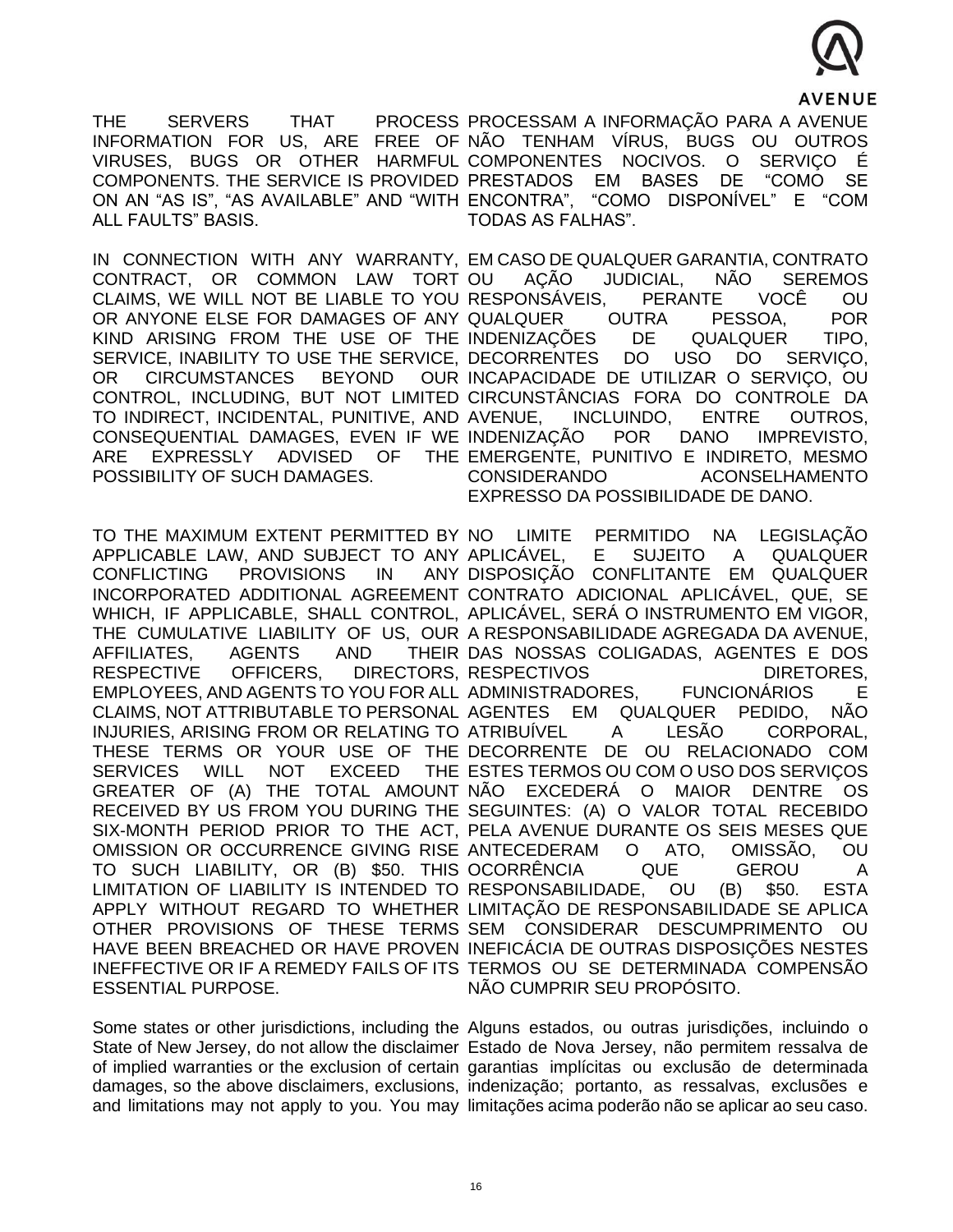| | |
|---|---|
| THE SERVERS THAT PROCESS INFORMATION FOR US, ARE FREE OF VIRUSES, BUGS OR OTHER HARMFUL COMPONENTS. THE SERVICE IS PROVIDED ON AN "AS IS", "AS AVAILABLE" AND "WITH ALL FAULTS" BASIS. | PROCESSAM A INFORMAÇÃO PARA A AVENUE NÃO TENHAM VÍRUS, BUGS OU OUTROS COMPONENTES NOCIVOS. O SERVIÇO É PRESTADOS EM BASES DE "COMO SE ENCONTRA", "COMO DISPONÍVEL" E "COM TODAS AS FALHAS". |
| IN CONNECTION WITH ANY WARRANTY, CONTRACT, OR COMMON LAW TORT CLAIMS, WE WILL NOT BE LIABLE TO YOU OR ANYONE ELSE FOR DAMAGES OF ANY KIND ARISING FROM THE USE OF THE SERVICE, INABILITY TO USE THE SERVICE, OR CIRCUMSTANCES BEYOND OUR CONTROL, INCLUDING, BUT NOT LIMITED TO INDIRECT, INCIDENTAL, PUNITIVE, AND CONSEQUENTIAL DAMAGES, EVEN IF WE ARE EXPRESSLY ADVISED OF THE POSSIBILITY OF SUCH DAMAGES. | EM CASO DE QUALQUER GARANTIA, CONTRATO OU AÇÃO JUDICIAL, NÃO SEREMOS RESPONSÁVEIS, PERANTE VOCÊ OU QUALQUER OUTRA PESSOA, POR INDENIZAÇÕES DE QUALQUER TIPO, DECORRENTES DO USO DO SERVIÇO, INCAPACIDADE DE UTILIZAR O SERVIÇO, OU CIRCUNSTÂNCIAS FORA DO CONTROLE DA AVENUE, INCLUINDO, ENTRE OUTROS, INDENIZAÇÃO POR DANO IMPREVISTO, EMERGENTE, PUNITIVO E INDIRETO, MESMO CONSIDERANDO ACONSELHAMENTO EXPRESSO DA POSSIBILIDADE DE DANO. |
| TO THE MAXIMUM EXTENT PERMITTED BY APPLICABLE LAW, AND SUBJECT TO ANY CONFLICTING PROVISIONS IN ANY INCORPORATED ADDITIONAL AGREEMENT WHICH, IF APPLICABLE, SHALL CONTROL, THE CUMULATIVE LIABILITY OF US, OUR AFFILIATES, AGENTS AND THEIR RESPECTIVE OFFICERS, DIRECTORS, EMPLOYEES, AND AGENTS TO YOU FOR ALL CLAIMS, NOT ATTRIBUTABLE TO PERSONAL INJURIES, ARISING FROM OR RELATING TO THESE TERMS OR YOUR USE OF THE SERVICES WILL NOT EXCEED THE GREATER OF (A) THE TOTAL AMOUNT RECEIVED BY US FROM YOU DURING THE SIX-MONTH PERIOD PRIOR TO THE ACT, OMISSION OR OCCURRENCE GIVING RISE TO SUCH LIABILITY, OR (B) $50. THIS LIMITATION OF LIABILITY IS INTENDED TO APPLY WITHOUT REGARD TO WHETHER OTHER PROVISIONS OF THESE TERMS HAVE BEEN BREACHED OR HAVE PROVEN INEFFECTIVE OR IF A REMEDY FAILS OF ITS ESSENTIAL PURPOSE. | NO LIMITE PERMITIDO NA LEGISLAÇÃO APLICÁVEL, E SUJEITO A QUALQUER DISPOSIÇÃO CONFLITANTE EM QUALQUER CONTRATO ADICIONAL APLICÁVEL, QUE, SE APLICÁVEL, SERÁ O INSTRUMENTO EM VIGOR, A RESPONSABILIDADE AGREGADA DA AVENUE, DAS NOSSAS COLIGADAS, AGENTES E DOS RESPECTIVOS DIRETORES, ADMINISTRADORES, FUNCIONÁRIOS E AGENTES EM QUALQUER PEDIDO, NÃO ATRIBUÍVEL A LESÃO CORPORAL, DECORRENTE DE OU RELACIONADO COM ESTES TERMOS OU COM O USO DOS SERVIÇOS NÃO EXCEDERÁ O MAIOR DENTRE OS SEGUINTES: (A) O VALOR TOTAL RECEBIDO PELA AVENUE DURANTE OS SEIS MESES QUE ANTECEDERAM O ATO, OMISSÃO, OU OCORRÊNCIA QUE GEROU A RESPONSABILIDADE, OU (B) $50. ESTA LIMITAÇÃO DE RESPONSABILIDADE SE APLICA SEM CONSIDERAR DESCUMPRIMENTO OU INEFICÁCIA DE OUTRAS DISPOSIÇÕES NESTES TERMOS OU SE DETERMINADA COMPENSÃO NÃO CUMPRIR SEU PROPÓSITO. |
| Some states or other jurisdictions, including the State of New Jersey, do not allow the disclaimer of implied warranties or the exclusion of certain damages, so the above disclaimers, exclusions, and limitations may not apply to you. You may | Alguns estados, ou outras jurisdições, incluindo o Estado de Nova Jersey, não permitem ressalva de garantias implícitas ou exclusão de determinada indenização; portanto, as ressalvas, exclusões e limitações acima poderão não se aplicar ao seu caso. |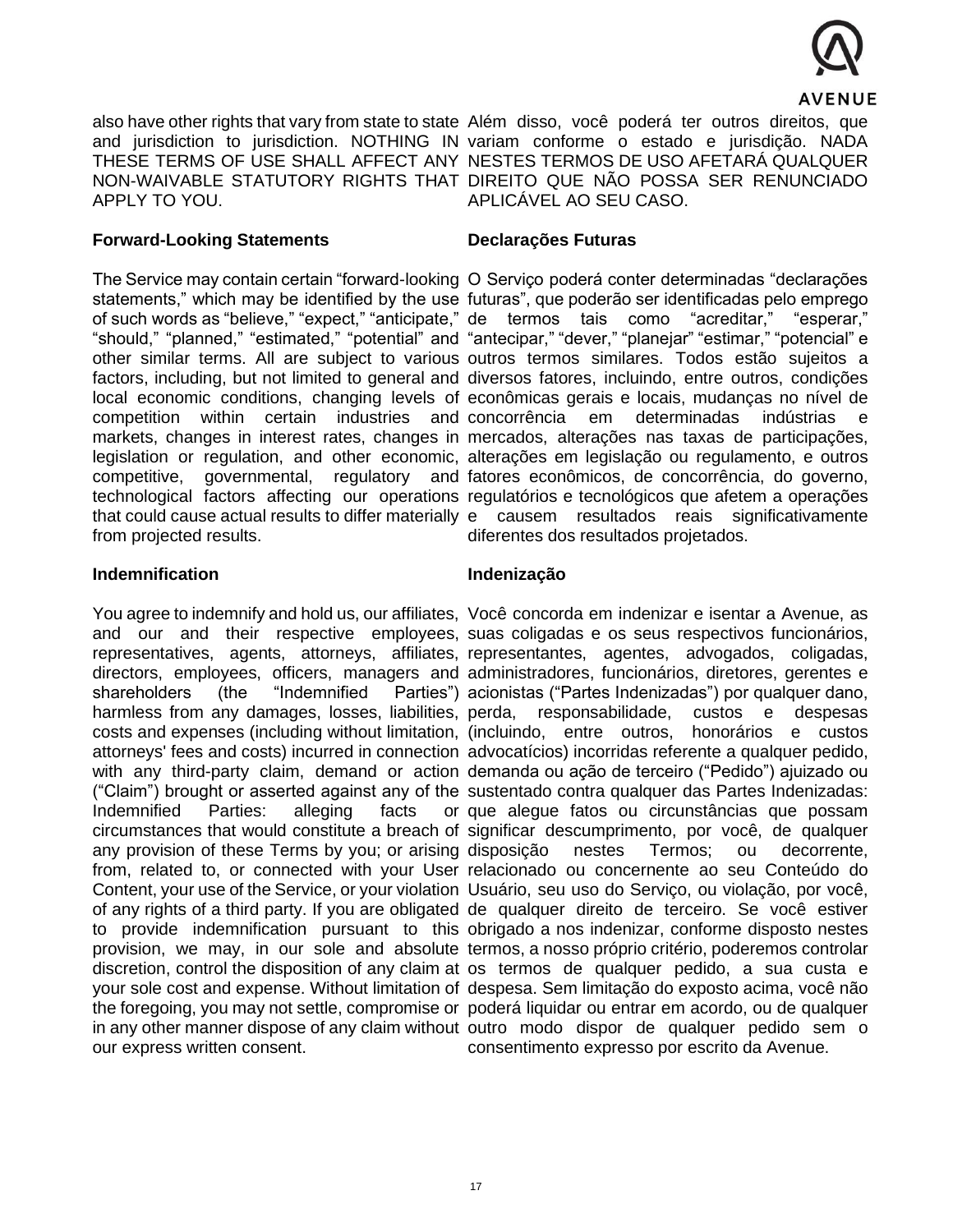also have other rights that vary from state to state and jurisdiction to jurisdiction. NOTHING IN THESE TERMS OF USE SHALL AFFECT ANY NON-WAIVABLE STATUTORY RIGHTS THAT APPLY TO YOU.

Além disso, você poderá ter outros direitos, que variam conforme o estado e jurisdição. NADA NESTES TERMOS DE USO AFETARÁ QUALQUER DIREITO QUE NÃO POSSA SER RENUNCIADO APLICÁVEL AO SEU CASO.

**Forward-Looking Statements**

The Service may contain certain "forward-looking statements," which may be identified by the use of such words as "believe," "expect," "anticipate," "should," "planned," "estimated," "potential" and other similar terms. All are subject to various factors, including, but not limited to general and local economic conditions, changing levels of competition within certain industries and markets, changes in interest rates, changes in legislation or regulation, and other economic, competitive, governmental, regulatory and technological factors affecting our operations that could cause actual results to differ materially from projected results.

**Declarações Futuras**

O Serviço poderá conter determinadas "declarações futuras", que poderão ser identificadas pelo emprego de termos tais como "acreditar," "esperar," "antecipar," "dever," "planejar" "estimar," "potencial" e outros termos similares. Todos estão sujeitos a diversos fatores, incluindo, entre outros, condições econômicas gerais e locais, mudanças no nível de concorrência em determinadas indústrias e mercados, alterações nas taxas de participações, alterações em legislação ou regulamento, e outros fatores econômicos, de concorrência, do governo, regulatórios e tecnológicos que afetem a operações e causem resultados reais significativamente diferentes dos resultados projetados.

**Indemnification**

You agree to indemnify and hold us, our affiliates, and our and their respective employees, representatives, agents, attorneys, affiliates, directors, employees, officers, managers and shareholders (the "Indemnified Parties") harmless from any damages, losses, liabilities, costs and expenses (including without limitation, attorneys' fees and costs) incurred in connection with any third-party claim, demand or action ("Claim") brought or asserted against any of the Indemnified Parties: alleging facts or circumstances that would constitute a breach of any provision of these Terms by you; or arising from, related to, or connected with your User Content, your use of the Service, or your violation of any rights of a third party. If you are obligated to provide indemnification pursuant to this provision, we may, in our sole and absolute discretion, control the disposition of any claim at your sole cost and expense. Without limitation of the foregoing, you may not settle, compromise or in any other manner dispose of any claim without our express written consent.

**Indenização**

Você concorda em indenizar e isentar a Avenue, as suas coligadas e os seus respectivos funcionários, representantes, agentes, advogados, coligadas, administradores, funcionários, diretores, gerentes e acionistas ("Partes Indenizadas") por qualquer dano, perda, responsabilidade, custos e despesas (incluindo, entre outros, honorários e custos advocatícios) incorridas referente a qualquer pedido, demanda ou ação de terceiro ("Pedido") ajuizado ou sustentado contra qualquer das Partes Indenizadas: que alegue fatos ou circunstâncias que possam significar descumprimento, por você, de qualquer disposição nestes Termos; ou decorrente, relacionado ou concernente ao seu Conteúdo do Usuário, seu uso do Serviço, ou violação, por você, de qualquer direito de terceiro. Se você estiver obrigado a nos indenizar, conforme disposto nestes termos, a nosso próprio critério, poderemos controlar os termos de qualquer pedido, a sua custa e despesa. Sem limitação do exposto acima, você não poderá liquidar ou entrar em acordo, ou de qualquer outro modo dispor de qualquer pedido sem o consentimento expresso por escrito da Avenue.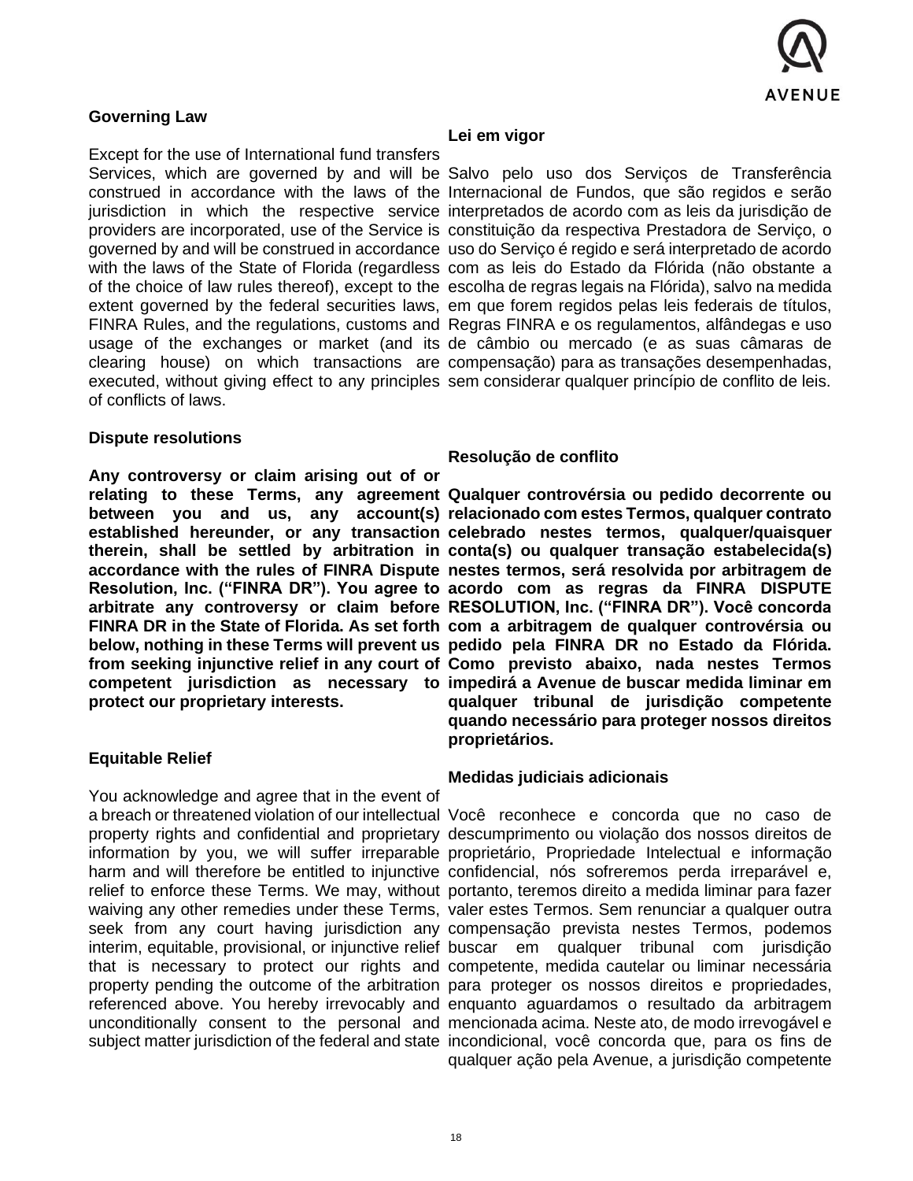**Governing Law**

Except for the use of International fund transfers Services, which are governed by and will be construed in accordance with the laws of the jurisdiction in which the respective service providers are incorporated, use of the Service is governed by and will be construed in accordance with the laws of the State of Florida (regardless of the choice of law rules thereof), except to the extent governed by the federal securities laws, FINRA Rules, and the regulations, customs and usage of the exchanges or market (and its clearing house) on which transactions are executed, without giving effect to any principles of conflicts of laws.

**Dispute resolutions**

**Any controversy or claim arising out of or relating to these Terms, any agreement between you and us, any account(s) established hereunder, or any transaction therein, shall be settled by arbitration in accordance with the rules of FINRA Dispute Resolution, Inc. ("FINRA DR"). You agree to arbitrate any controversy or claim before FINRA DR in the State of Florida. As set forth below, nothing in these Terms will prevent us from seeking injunctive relief in any court of competent jurisdiction as necessary to protect our proprietary interests.**

**Equitable Relief**

You acknowledge and agree that in the event of a breach or threatened violation of our intellectual property rights and confidential and proprietary information by you, we will suffer irreparable harm and will therefore be entitled to injunctive relief to enforce these Terms. We may, without waiving any other remedies under these Terms, seek from any court having jurisdiction any interim, equitable, provisional, or injunctive relief that is necessary to protect our rights and property pending the outcome of the arbitration referenced above. You hereby irrevocably and unconditionally consent to the personal and subject matter jurisdiction of the federal and state

**Lei em vigor**

Salvo pelo uso dos Serviços de Transferência Internacional de Fundos, que são regidos e serão interpretados de acordo com as leis da jurisdição de constituição da respectiva Prestadora de Serviço, o uso do Serviço é regido e será interpretado de acordo com as leis do Estado da Flórida (não obstante a escolha de regras legais na Flórida), salvo na medida em que forem regidos pelas leis federais de títulos, Regras FINRA e os regulamentos, alfândegas e uso de câmbio ou mercado (e as suas câmaras de compensação) para as transações desempenhadas, sem considerar qualquer princípio de conflito de leis.

**Resolução de conflito**

**Qualquer controvérsia ou pedido decorrente ou relacionado com estes Termos, qualquer contrato celebrado nestes termos, qualquer/quaisquer conta(s) ou qualquer transação estabelecida(s) nestes termos, será resolvida por arbitragem de acordo com as regras da FINRA DISPUTE RESOLUTION, Inc. ("FINRA DR"). Você concorda com a arbitragem de qualquer controvérsia ou pedido pela FINRA DR no Estado da Flórida. Como previsto abaixo, nada nestes Termos impedirá a Avenue de buscar medida liminar em qualquer tribunal de jurisdição competente quando necessário para proteger nossos direitos proprietários.**

**Medidas judiciais adicionais**

Você reconhece e concorda que no caso de descumprimento ou violação dos nossos direitos de proprietário, Propriedade Intelectual e informação confidencial, nós sofreremos perda irreparável e, portanto, teremos direito a medida liminar para fazer valer estes Termos. Sem renunciar a qualquer outra compensação prevista nestes Termos, podemos buscar em qualquer tribunal com jurisdição competente, medida cautelar ou liminar necessária para proteger os nossos direitos e propriedades, enquanto aguardamos o resultado da arbitragem mencionada acima. Neste ato, de modo irrevogável e incondicional, você concorda que, para os fins de qualquer ação pela Avenue, a jurisdição competente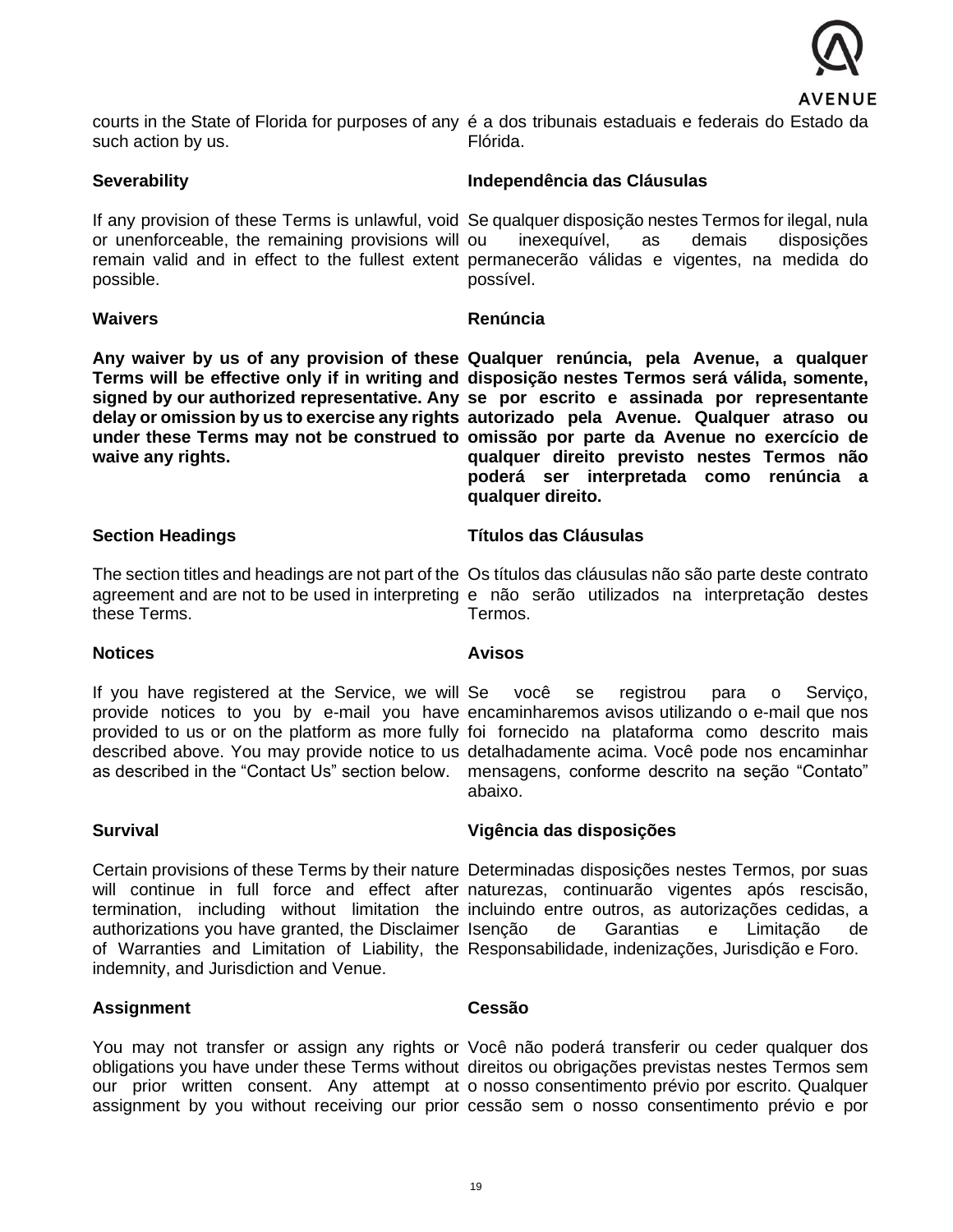courts in the State of Florida for purposes of any such action by us.

é a dos tribunais estaduais e federais do Estado da Flórida.

**Severability**

If any provision of these Terms is unlawful, void or unenforceable, the remaining provisions will remain valid and in effect to the fullest extent possible.

**Independência das Cláusulas**

Se qualquer disposição nestes Termos for ilegal, nula ou inexequível, as demais disposições permanecerão válidas e vigentes, na medida do possível.

**Waivers**

**Any waiver by us of any provision of these Terms will be effective only if in writing and signed by our authorized representative. Any delay or omission by us to exercise any rights under these Terms may not be construed to waive any rights.**

**Renúncia**

**Qualquer renúncia, pela Avenue, a qualquer disposição nestes Termos será válida, somente, se por escrito e assinada por representante autorizado pela Avenue. Qualquer atraso ou omissão por parte da Avenue no exercício de qualquer direito previsto nestes Termos não poderá ser interpretada como renúncia a qualquer direito.**

**Section Headings**

The section titles and headings are not part of the agreement and are not to be used in interpreting these Terms.

**Títulos das Cláusulas**

Os títulos das cláusulas não são parte deste contrato e não serão utilizados na interpretação destes Termos.

**Notices**

If you have registered at the Service, we will provide notices to you by e-mail you have provided to us or on the platform as more fully described above. You may provide notice to us as described in the "Contact Us" section below.

**Avisos**

Se você se registrou para o Serviço, encaminharemos avisos utilizando o e-mail que nos foi fornecido na plataforma como descrito mais detalhadamente acima. Você pode nos encaminhar mensagens, conforme descrito na seção "Contato" abaixo.

**Survival**

Certain provisions of these Terms by their nature will continue in full force and effect after termination, including without limitation the authorizations you have granted, the Disclaimer of Warranties and Limitation of Liability, the indemnity, and Jurisdiction and Venue.

**Vigência das disposições**

Determinadas disposições nestes Termos, por suas naturezas, continuarão vigentes após rescisão, incluindo entre outros, as autorizações cedidas, a Isenção de Garantias e Limitação de Responsabilidade, indenizações, Jurisdição e Foro.

**Assignment**

You may not transfer or assign any rights or obligations you have under these Terms without our prior written consent. Any attempt at assignment by you without receiving our prior

**Cessão**

Você não poderá transferir ou ceder qualquer dos direitos ou obrigações previstas nestes Termos sem o nosso consentimento prévio por escrito. Qualquer cessão sem o nosso consentimento prévio e por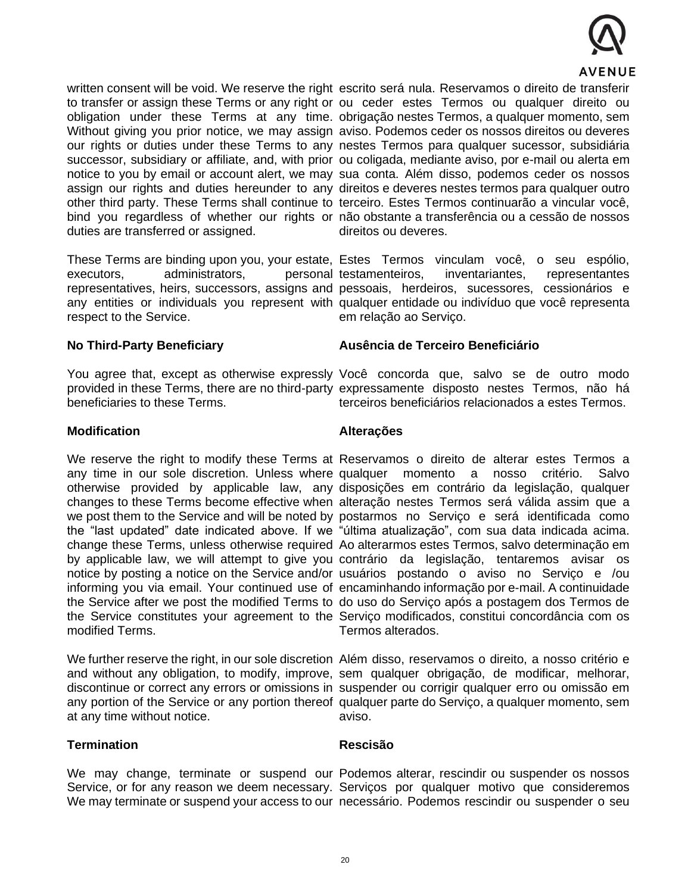written consent will be void. We reserve the right to transfer or assign these Terms or any right or obligation under these Terms at any time. Without giving you prior notice, we may assign our rights or duties under these Terms to any successor, subsidiary or affiliate, and, with prior notice to you by email or account alert, we may assign our rights and duties hereunder to any other third party. These Terms shall continue to bind you regardless of whether our rights or duties are transferred or assigned.

These Terms are binding upon you, your estate, executors, administrators, personal representatives, heirs, successors, assigns and any entities or individuals you represent with respect to the Service.

**No Third-Party Beneficiary**

You agree that, except as otherwise expressly provided in these Terms, there are no third-party beneficiaries to these Terms.

**Modification**

We reserve the right to modify these Terms at any time in our sole discretion. Unless where otherwise provided by applicable law, any changes to these Terms become effective when we post them to the Service and will be noted by the "last updated" date indicated above. If we change these Terms, unless otherwise required by applicable law, we will attempt to give you notice by posting a notice on the Service and/or informing you via email. Your continued use of the Service after we post the modified Terms to the Service constitutes your agreement to the modified Terms.

We further reserve the right, in our sole discretion and without any obligation, to modify, improve, discontinue or correct any errors or omissions in any portion of the Service or any portion thereof at any time without notice.

**Termination**

We may change, terminate or suspend our Service, or for any reason we deem necessary. We may terminate or suspend your access to our

escrito será nula. Reservamos o direito de transferir ou ceder estes Termos ou qualquer direito ou obrigação nestes Termos, a qualquer momento, sem aviso. Podemos ceder os nossos direitos ou deveres nestes Termos para qualquer sucessor, subsidiária ou coligada, mediante aviso, por e-mail ou alerta em sua conta. Além disso, podemos ceder os nossos direitos e deveres nestes termos para qualquer outro terceiro. Estes Termos continuarão a vincular você, não obstante a transferência ou a cessão de nossos direitos ou deveres.

Estes Termos vinculam você, o seu espólio, testamenteiros, inventariantes, representantes pessoais, herdeiros, sucessores, cessionários e qualquer entidade ou indivíduo que você representa em relação ao Serviço.

**Ausência de Terceiro Beneficiário**

Você concorda que, salvo se de outro modo expressamente disposto nestes Termos, não há terceiros beneficiários relacionados a estes Termos.

**Alterações**

Reservamos o direito de alterar estes Termos a qualquer momento a nosso critério. Salvo disposições em contrário da legislação, qualquer alteração nestes Termos será válida assim que a postarmos no Serviço e será identificada como "última atualização", com sua data indicada acima. Ao alterarmos estes Termos, salvo determinação em contrário da legislação, tentaremos avisar os usuários postando o aviso no Serviço e /ou encaminhando informação por e-mail. A continuidade do uso do Serviço após a postagem dos Termos de Serviço modificados, constitui concordância com os Termos alterados.

Além disso, reservamos o direito, a nosso critério e sem qualquer obrigação, de modificar, melhorar, suspender ou corrigir qualquer erro ou omissão em qualquer parte do Serviço, a qualquer momento, sem aviso.

**Rescisão**

Podemos alterar, rescindir ou suspender os nossos Serviços por qualquer motivo que consideremos necessário. Podemos rescindir ou suspender o seu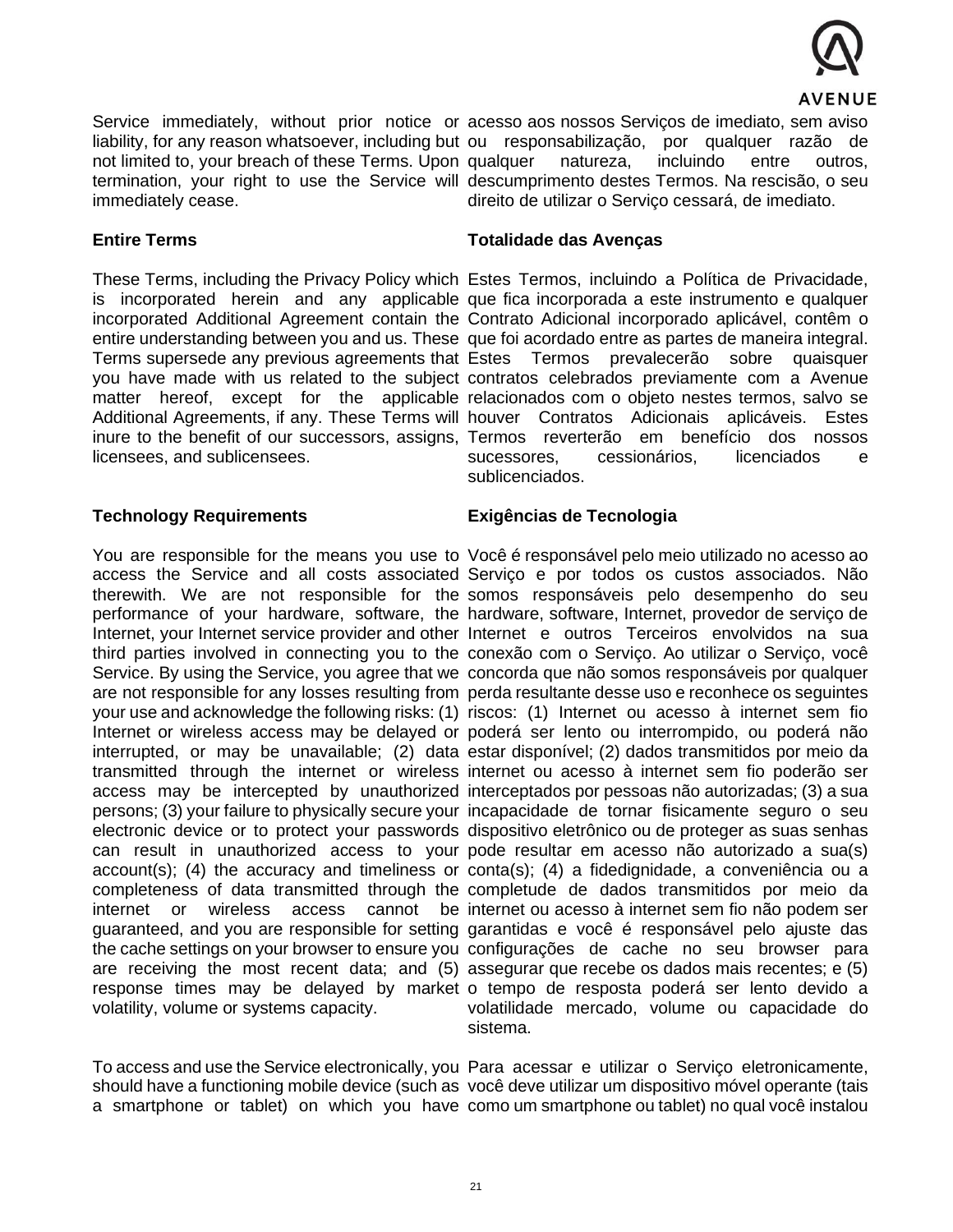Service immediately, without prior notice or liability, for any reason whatsoever, including but not limited to, your breach of these Terms. Upon termination, your right to use the Service will immediately cease.

acesso aos nossos Serviços de imediato, sem aviso ou responsabilização, por qualquer razão de qualquer natureza, incluindo entre outros, descumprimento destes Termos. Na rescisão, o seu direito de utilizar o Serviço cessará, de imediato.

**Entire Terms**

These Terms, including the Privacy Policy which is incorporated herein and any applicable incorporated Additional Agreement contain the entire understanding between you and us. These Terms supersede any previous agreements that you have made with us related to the subject matter hereof, except for the applicable Additional Agreements, if any. These Terms will inure to the benefit of our successors, assigns, licensees, and sublicensees.

**Totalidade das Avenças**

Estes Termos, incluindo a Política de Privacidade, que fica incorporada a este instrumento e qualquer Contrato Adicional incorporado aplicável, contêm o que foi acordado entre as partes de maneira integral. Estes Termos prevalecerão sobre quaisquer contratos celebrados previamente com a Avenue relacionados com o objeto nestes termos, salvo se houver Contratos Adicionais aplicáveis. Estes Termos reverterão em benefício dos nossos sucessores, cessionários, licenciados e sublicenciados.

**Technology Requirements**

You are responsible for the means you use to access the Service and all costs associated therewith. We are not responsible for the performance of your hardware, software, the Internet, your Internet service provider and other third parties involved in connecting you to the Service. By using the Service, you agree that we are not responsible for any losses resulting from your use and acknowledge the following risks: (1) Internet or wireless access may be delayed or interrupted, or may be unavailable; (2) data transmitted through the internet or wireless access may be intercepted by unauthorized persons; (3) your failure to physically secure your electronic device or to protect your passwords can result in unauthorized access to your account(s); (4) the accuracy and timeliness or completeness of data transmitted through the internet or wireless access cannot be guaranteed, and you are responsible for setting the cache settings on your browser to ensure you are receiving the most recent data; and (5) response times may be delayed by market volatility, volume or systems capacity.

**Exigências de Tecnologia**

Você é responsável pelo meio utilizado no acesso ao Serviço e por todos os custos associados. Não somos responsáveis pelo desempenho do seu hardware, software, Internet, provedor de serviço de Internet e outros Terceiros envolvidos na sua conexão com o Serviço. Ao utilizar o Serviço, você concorda que não somos responsáveis por qualquer perda resultante desse uso e reconhece os seguintes riscos: (1) Internet ou acesso à internet sem fio poderá ser lento ou interrompido, ou poderá não estar disponível; (2) dados transmitidos por meio da internet ou acesso à internet sem fio poderão ser interceptados por pessoas não autorizadas; (3) a sua incapacidade de tornar fisicamente seguro o seu dispositivo eletrônico ou de proteger as suas senhas pode resultar em acesso não autorizado a sua(s) conta(s); (4) a fidedignidade, a conveniência ou a completude de dados transmitidos por meio da internet ou acesso à internet sem fio não podem ser garantidas e você é responsável pelo ajuste das configurações de cache no seu browser para assegurar que recebe os dados mais recentes; e (5) o tempo de resposta poderá ser lento devido a volatilidade mercado, volume ou capacidade do sistema.

To access and use the Service electronically, you should have a functioning mobile device (such as a smartphone or tablet) on which you have

Para acessar e utilizar o Serviço eletronicamente, você deve utilizar um dispositivo móvel operante (tais como um smartphone ou tablet) no qual você instalou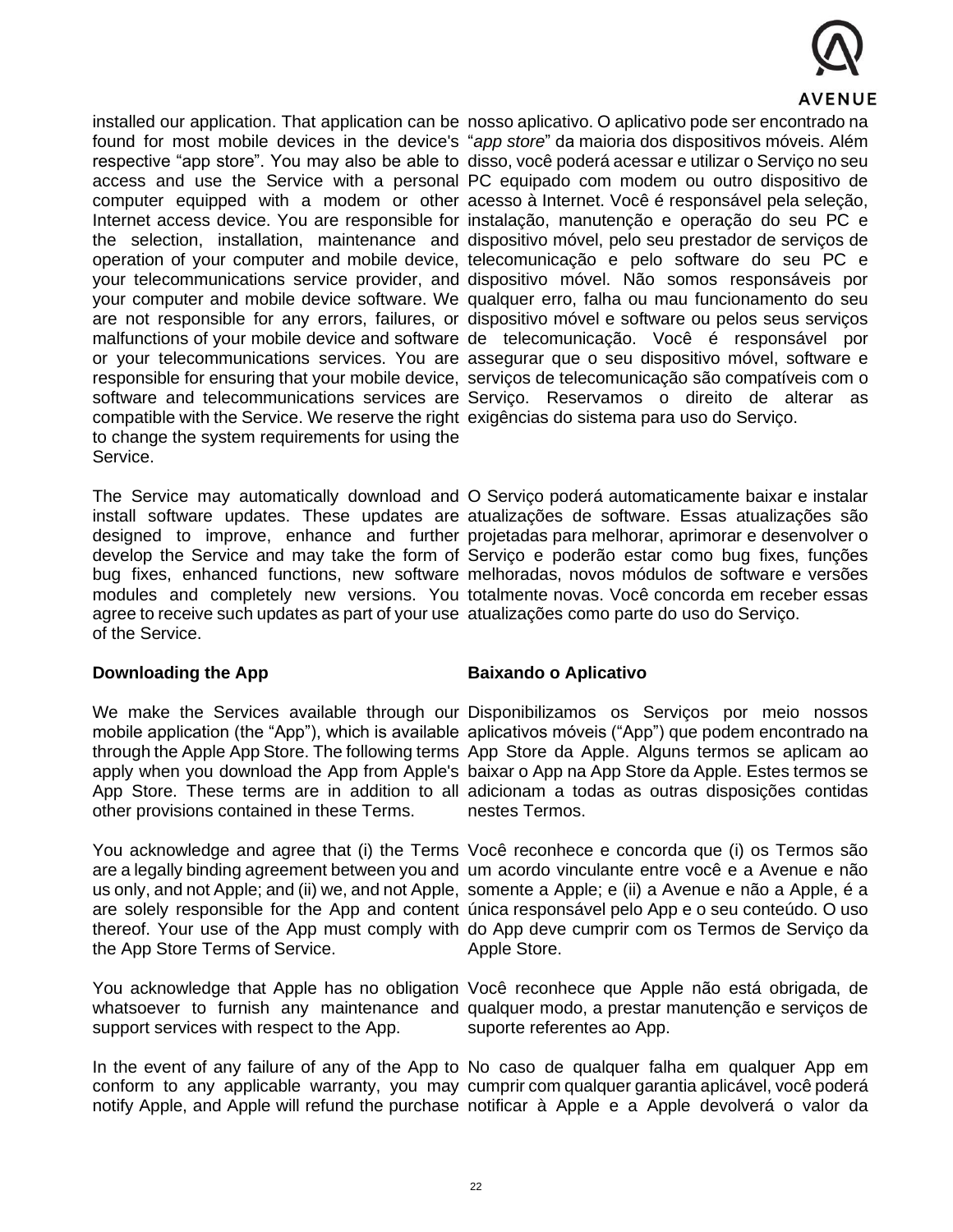installed our application. That application can be found for most mobile devices in the device's respective "app store". You may also be able to access and use the Service with a personal computer equipped with a modem or other Internet access device. You are responsible for the selection, installation, maintenance and operation of your computer and mobile device, your telecommunications service provider, and your computer and mobile device software. We are not responsible for any errors, failures, or malfunctions of your mobile device and software or your telecommunications services. You are responsible for ensuring that your mobile device, software and telecommunications services are compatible with the Service. We reserve the right to change the system requirements for using the Service.

nosso aplicativo. O aplicativo pode ser encontrado na "*app store*" da maioria dos dispositivos móveis. Além disso, você poderá acessar e utilizar o Serviço no seu PC equipado com modem ou outro dispositivo de acesso à Internet. Você é responsável pela seleção, instalação, manutenção e operação do seu PC e dispositivo móvel, pelo seu prestador de serviços de telecomunicação e pelo software do seu PC e dispositivo móvel. Não somos responsáveis por qualquer erro, falha ou mau funcionamento do seu dispositivo móvel e software ou pelos seus serviços de telecomunicação. Você é responsável por assegurar que o seu dispositivo móvel, software e serviços de telecomunicação são compatíveis com o Serviço. Reservamos o direito de alterar as exigências do sistema para uso do Serviço.

The Service may automatically download and install software updates. These updates are designed to improve, enhance and further develop the Service and may take the form of bug fixes, enhanced functions, new software modules and completely new versions. You agree to receive such updates as part of your use of the Service.

O Serviço poderá automaticamente baixar e instalar atualizações de software. Essas atualizações são projetadas para melhorar, aprimorar e desenvolver o Serviço e poderão estar como bug fixes, funções melhoradas, novos módulos de software e versões totalmente novas. Você concorda em receber essas atualizações como parte do uso do Serviço.

**Downloading the App**

We make the Services available through our mobile application (the "App"), which is available through the Apple App Store. The following terms apply when you download the App from Apple's App Store. These terms are in addition to all other provisions contained in these Terms.

You acknowledge and agree that (i) the Terms are a legally binding agreement between you and us only, and not Apple; and (ii) we, and not Apple, are solely responsible for the App and content thereof. Your use of the App must comply with the App Store Terms of Service.

You acknowledge that Apple has no obligation whatsoever to furnish any maintenance and support services with respect to the App.

In the event of any failure of any of the App to conform to any applicable warranty, you may notify Apple, and Apple will refund the purchase

**Baixando o Aplicativo**

Disponibilizamos os Serviços por meio nossos aplicativos móveis ("App") que podem encontrado na App Store da Apple. Alguns termos se aplicam ao baixar o App na App Store da Apple. Estes termos se adicionam a todas as outras disposições contidas nestes Termos.

Você reconhece e concorda que (i) os Termos são um acordo vinculante entre você e a Avenue e não somente a Apple; e (ii) a Avenue e não a Apple, é a única responsável pelo App e o seu conteúdo. O uso do App deve cumprir com os Termos de Serviço da Apple Store.

Você reconhece que Apple não está obrigada, de qualquer modo, a prestar manutenção e serviços de suporte referentes ao App.

No caso de qualquer falha em qualquer App em cumprir com qualquer garantia aplicável, você poderá notificar à Apple e a Apple devolverá o valor da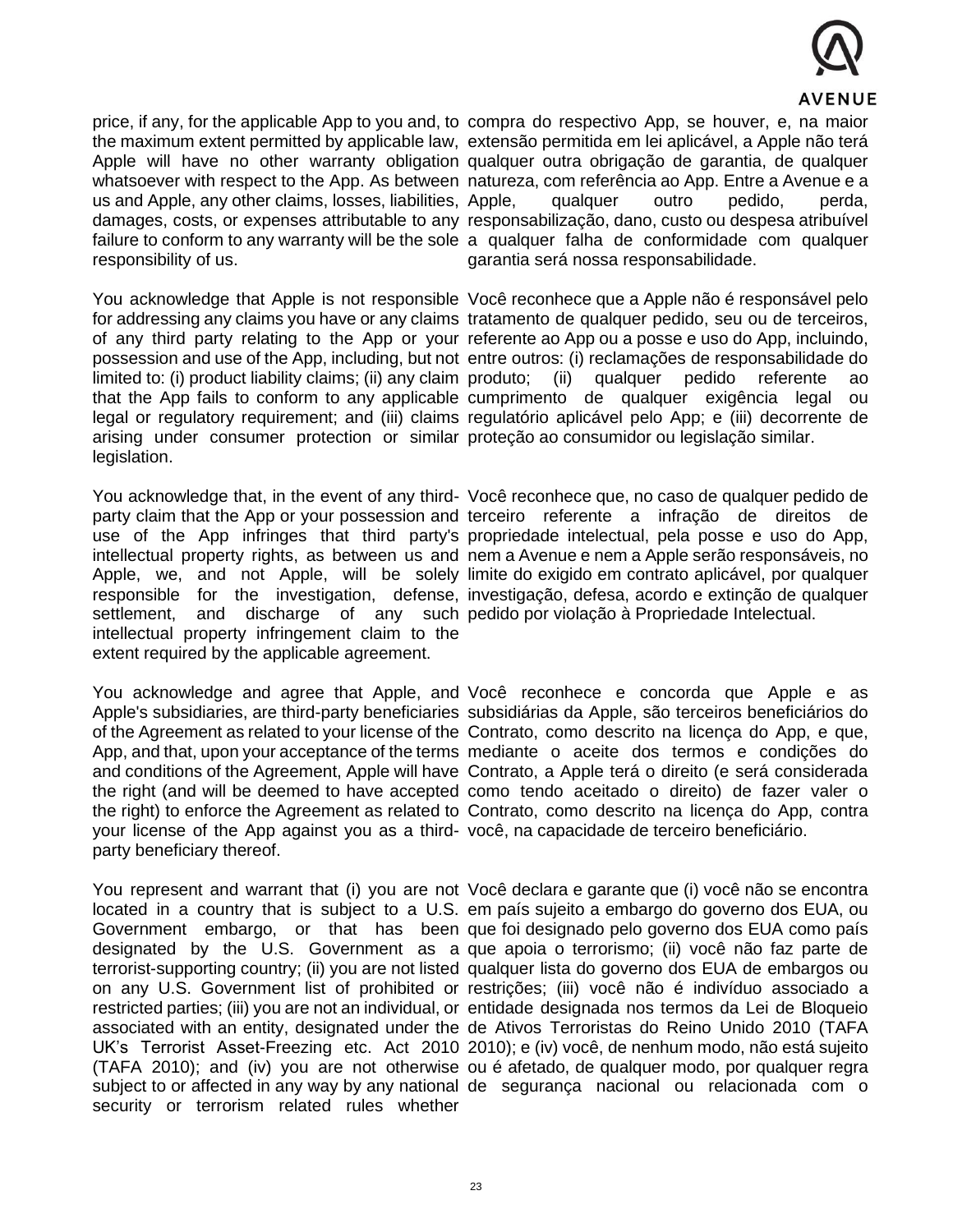| | |
|---|---|
| price, if any, for the applicable App to you and, to the maximum extent permitted by applicable law, Apple will have no other warranty obligation whatsoever with respect to the App. As between us and Apple, any other claims, losses, liabilities, damages, costs, or expenses attributable to any failure to conform to any warranty will be the sole responsibility of us. | compra do respectivo App, se houver, e, na maior extensão permitida em lei aplicável, a Apple não terá qualquer outra obrigação de garantia, de qualquer natureza, com referência ao App. Entre a Avenue e a Apple, qualquer outro pedido, perda, responsabilização, dano, custo ou despesa atribuível a qualquer falha de conformidade com qualquer garantia será nossa responsabilidade. |
| You acknowledge that Apple is not responsible for addressing any claims you have or any claims of any third party relating to the App or your possession and use of the App, including, but not limited to: (i) product liability claims; (ii) any claim that the App fails to conform to any applicable legal or regulatory requirement; and (iii) claims arising under consumer protection or similar legislation. | Você reconhece que a Apple não é responsável pelo tratamento de qualquer pedido, seu ou de terceiros, referente ao App ou a posse e uso do App, incluindo, entre outros: (i) reclamações de responsabilidade do produto; (ii) qualquer pedido referente ao cumprimento de qualquer exigência legal ou regulatório aplicável pelo App; e (iii) decorrente de proteção ao consumidor ou legislação similar. |
| You acknowledge that, in the event of any third-party claim that the App or your possession and use of the App infringes that third party's intellectual property rights, as between us and Apple, we, and not Apple, will be solely responsible for the investigation, defense, settlement, and discharge of any such intellectual property infringement claim to the extent required by the applicable agreement. | Você reconhece que, no caso de qualquer pedido de terceiro referente a infração de direitos de propriedade intelectual, pela posse e uso do App, nem a Avenue e nem a Apple serão responsáveis, no limite do exigido em contrato aplicável, por qualquer investigação, defesa, acordo e extinção de qualquer pedido por violação à Propriedade Intelectual. |
| You acknowledge and agree that Apple, and Apple's subsidiaries, are third-party beneficiaries of the Agreement as related to your license of the App, and that, upon your acceptance of the terms and conditions of the Agreement, Apple will have the right (and will be deemed to have accepted the right) to enforce the Agreement as related to your license of the App against you as a third-party beneficiary thereof. | Você reconhece e concorda que Apple e as subsidiárias da Apple, são terceiros beneficiários do Contrato, como descrito na licença do App, e que, mediante o aceite dos termos e condições do Contrato, a Apple terá o direito (e será considerada como tendo aceitado o direito) de fazer valer o Contrato, como descrito na licença do App, contra você, na capacidade de terceiro beneficiário. |
| You represent and warrant that (i) you are not located in a country that is subject to a U.S. Government embargo, or that has been designated by the U.S. Government as a terrorist-supporting country; (ii) you are not listed on any U.S. Government list of prohibited or restricted parties; (iii) you are not an individual, or associated with an entity, designated under the UK's Terrorist Asset-Freezing etc. Act 2010 (TAFA 2010); and (iv) you are not otherwise subject to or affected in any way by any national security or terrorism related rules whether | Você declara e garante que (i) você não se encontra em país sujeito a embargo do governo dos EUA, ou que foi designado pelo governo dos EUA como país que apoia o terrorismo; (ii) você não faz parte de qualquer lista do governo dos EUA de embargos ou restrições; (iii) você não é indivíduo associado a entidade designada nos termos da Lei de Bloqueio de Ativos Terroristas do Reino Unido 2010 (TAFA 2010); e (iv) você, de nenhum modo, não está sujeito ou é afetado, de qualquer modo, por qualquer regra de segurança nacional ou relacionada com o |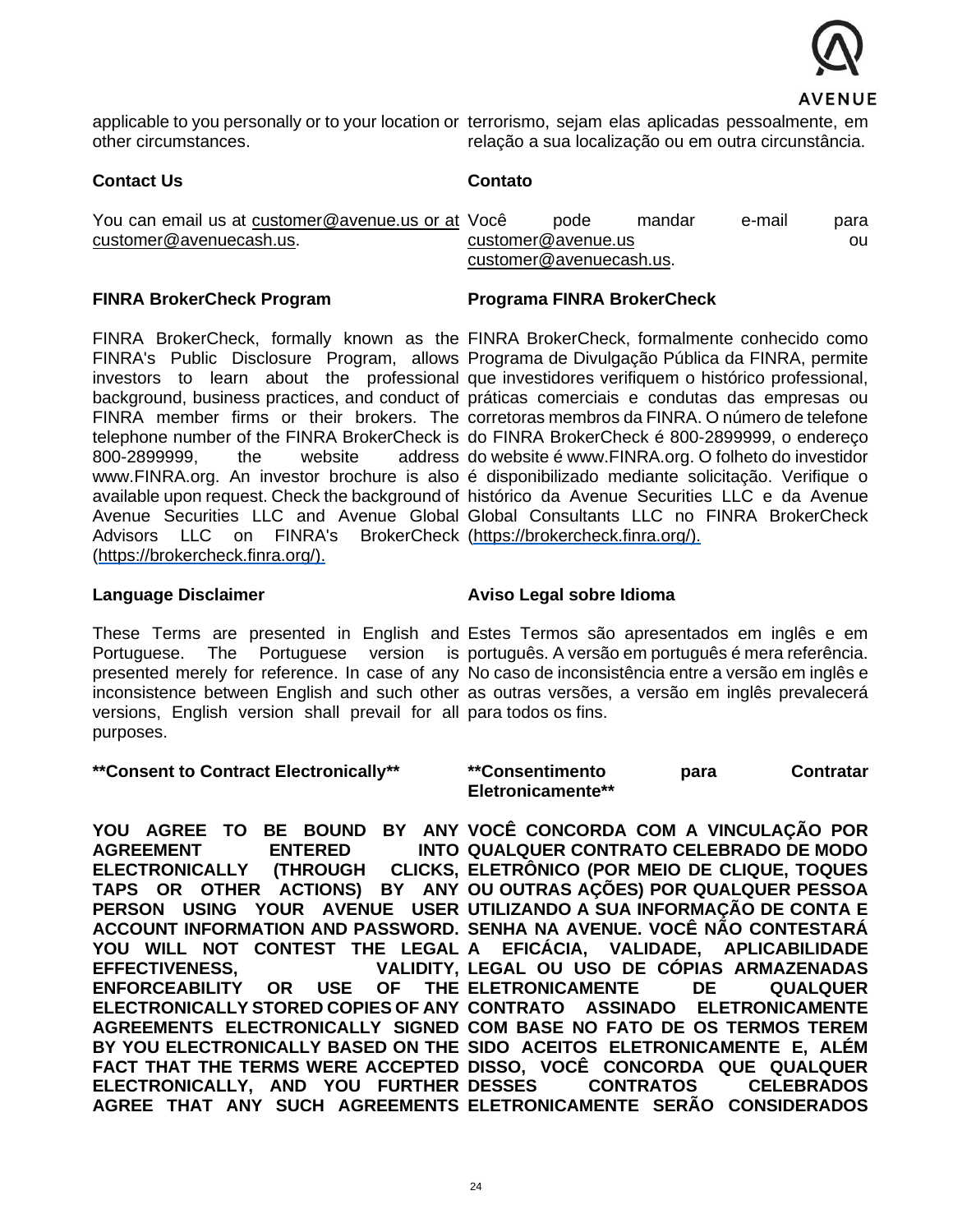applicable to you personally or to your location or other circumstances.

terrorismo, sejam elas aplicadas pessoalmente, em relação a sua localização ou em outra circunstância.

**Contact Us**

You can email us at customer@avenue.us or at customer@avenuecash.us.

**Contato**

Você pode mandar e-mail para customer@avenue.us ou customer@avenuecash.us.

**FINRA BrokerCheck Program**

FINRA BrokerCheck, formally known as the FINRA's Public Disclosure Program, allows investors to learn about the professional background, business practices, and conduct of FINRA member firms or their brokers. The telephone number of the FINRA BrokerCheck is 800-2899999, the website address www.FINRA.org. An investor brochure is also available upon request. Check the background of Avenue Securities LLC and Avenue Global Advisors LLC on FINRA's BrokerCheck (https://brokercheck.finra.org/).

**Programa FINRA BrokerCheck**

FINRA BrokerCheck, formalmente conhecido como Programa de Divulgação Pública da FINRA, permite que investidores verifiquem o histórico professional, práticas comerciais e condutas das empresas ou corretoras membros da FINRA. O número de telefone do FINRA BrokerCheck é 800-2899999, o endereço do website é www.FINRA.org. O folheto do investidor é disponibilizado mediante solicitação. Verifique o histórico da Avenue Securities LLC e da Avenue Global Consultants LLC no FINRA BrokerCheck (https://brokercheck.finra.org/).

**Language Disclaimer**

These Terms are presented in English and Portuguese. The Portuguese version is presented merely for reference. In case of any inconsistence between English and such other versions, English version shall prevail for all purposes.

**Aviso Legal sobre Idioma**

Estes Termos são apresentados em inglês e em português. A versão em português é mera referência. No caso de inconsistência entre a versão em inglês e as outras versões, a versão em inglês prevalecerá para todos os fins.

**\*\*Consent to Contract Electronically\*\***

**YOU AGREE TO BE BOUND BY ANY AGREEMENT ENTERED INTO ELECTRONICALLY (THROUGH CLICKS, TAPS OR OTHER ACTIONS) BY ANY PERSON USING YOUR AVENUE USER ACCOUNT INFORMATION AND PASSWORD. YOU WILL NOT CONTEST THE LEGAL EFFECTIVENESS, VALIDITY, ENFORCEABILITY OR USE OF THE ELECTRONICALLY STORED COPIES OF ANY AGREEMENTS ELECTRONICALLY SIGNED BY YOU ELECTRONICALLY BASED ON THE FACT THAT THE TERMS WERE ACCEPTED ELECTRONICALLY, AND YOU FURTHER AGREE THAT ANY SUCH AGREEMENTS**

**\*\*Consentimento para Contratar Eletronicamente\*\***

**VOCÊ CONCORDA COM A VINCULAÇÃO POR QUALQUER CONTRATO CELEBRADO DE MODO ELETRÔNICO (POR MEIO DE CLIQUE, TOQUES OU OUTRAS AÇÕES) POR QUALQUER PESSOA UTILIZANDO A SUA INFORMAÇÃO DE CONTA E SENHA NA AVENUE. VOCÊ NÃO CONTESTARÁ A EFICÁCIA, VALIDADE, APLICABILIDADE LEGAL OU USO DE CÓPIAS ARMAZENADAS ELETRONICAMENTE DE QUALQUER CONTRATO ASSINADO ELETRONICAMENTE COM BASE NO FATO DE OS TERMOS TEREM SIDO ACEITOS ELETRONICAMENTE E, ALÉM DISSO, VOCÊ CONCORDA QUE QUALQUER DESSES CONTRATOS CELEBRADOS ELETRONICAMENTE SERÃO CONSIDERADOS**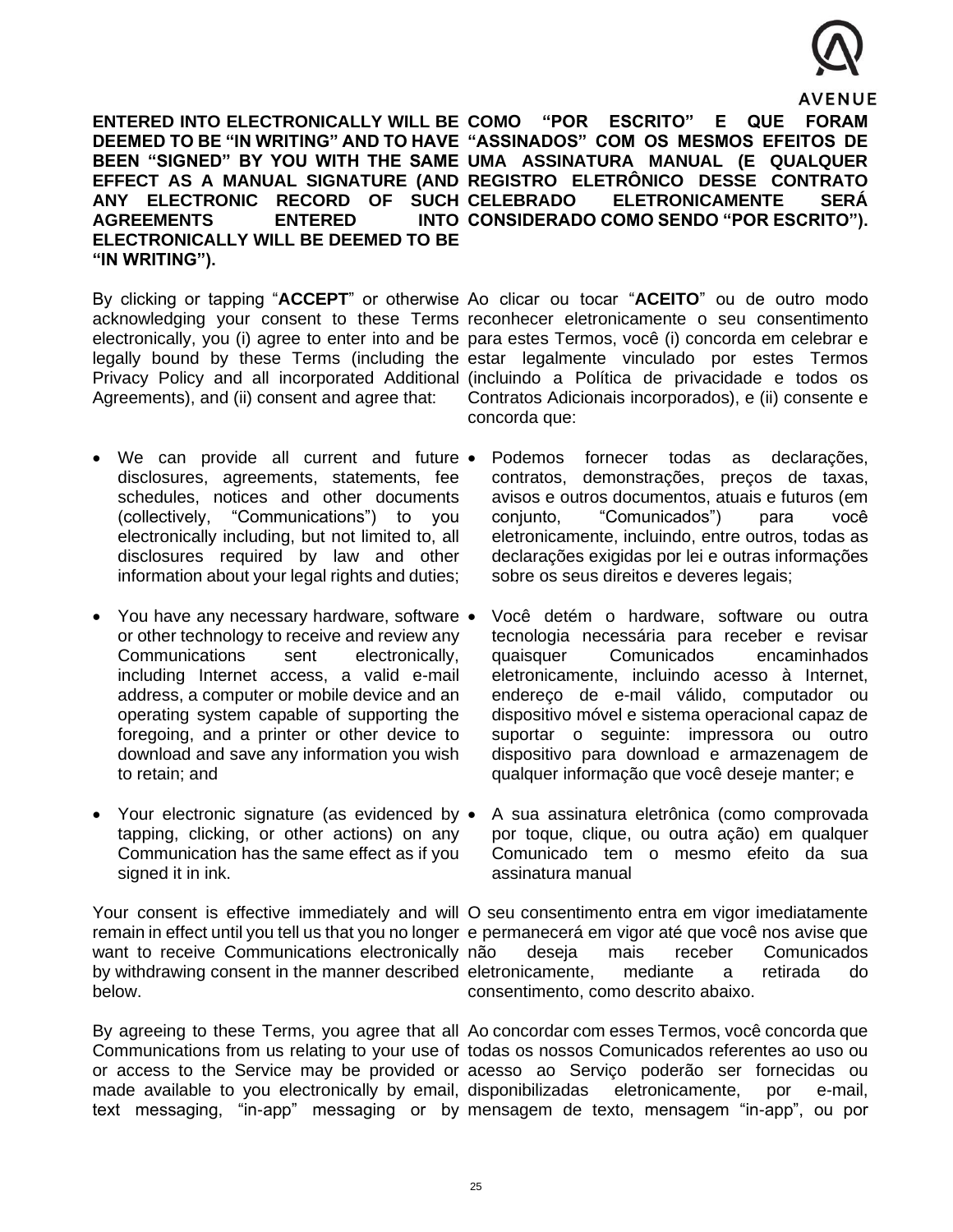**ENTERED INTO ELECTRONICALLY WILL BE DEEMED TO BE "IN WRITING" AND TO HAVE BEEN "SIGNED" BY YOU WITH THE SAME EFFECT AS A MANUAL SIGNATURE (AND ANY ELECTRONIC RECORD OF SUCH AGREEMENTS ENTERED INTO ELECTRONICALLY WILL BE DEEMED TO BE "IN WRITING").**

**COMO "POR ESCRITO" E QUE FORAM "ASSINADOS" COM OS MESMOS EFEITOS DE UMA ASSINATURA MANUAL (E QUALQUER REGISTRO ELETRÔNICO DESSE CONTRATO CELEBRADO ELETRONICAMENTE SERÁ CONSIDERADO COMO SENDO "POR ESCRITO").**

By clicking or tapping "**ACCEPT**" or otherwise acknowledging your consent to these Terms electronically, you (i) agree to enter into and be legally bound by these Terms (including the Privacy Policy and all incorporated Additional Agreements), and (ii) consent and agree that:

Ao clicar ou tocar "**ACEITO**" ou de outro modo reconhecer eletronicamente o seu consentimento para estes Termos, você (i) concorda em celebrar e estar legalmente vinculado por estes Termos (incluindo a Política de privacidade e todos os Contratos Adicionais incorporados), e (ii) consente e concorda que:

- We can provide all current and future disclosures, agreements, statements, fee schedules, notices and other documents (collectively, "Communications") to you electronically including, but not limited to, all disclosures required by law and other information about your legal rights and duties;
- You have any necessary hardware, software or other technology to receive and review any Communications sent electronically, including Internet access, a valid e-mail address, a computer or mobile device and an operating system capable of supporting the foregoing, and a printer or other device to download and save any information you wish to retain; and
- Your electronic signature (as evidenced by tapping, clicking, or other actions) on any Communication has the same effect as if you signed it in ink.

- Podemos fornecer todas as declarações, contratos, demonstrações, preços de taxas, avisos e outros documentos, atuais e futuros (em conjunto, "Comunicados") para você eletronicamente, incluindo, entre outros, todas as declarações exigidas por lei e outras informações sobre os seus direitos e deveres legais;
- Você detém o hardware, software ou outra tecnologia necessária para receber e revisar quaisquer Comunicados encaminhados eletronicamente, incluindo acesso à Internet, endereço de e-mail válido, computador ou dispositivo móvel e sistema operacional capaz de suportar o seguinte: impressora ou outro dispositivo para download e armazenagem de qualquer informação que você deseje manter; e
- A sua assinatura eletrônica (como comprovada por toque, clique, ou outra ação) em qualquer Comunicado tem o mesmo efeito da sua assinatura manual

Your consent is effective immediately and will remain in effect until you tell us that you no longer want to receive Communications electronically by withdrawing consent in the manner described below.

O seu consentimento entra em vigor imediatamente e permanecerá em vigor até que você nos avise que não deseja mais receber Comunicados eletronicamente, mediante a retirada do consentimento, como descrito abaixo.

By agreeing to these Terms, you agree that all Communications from us relating to your use of or access to the Service may be provided or made available to you electronically by email, text messaging, "in-app" messaging or by

Ao concordar com esses Termos, você concorda que todas os nossos Comunicados referentes ao uso ou acesso ao Serviço poderão ser fornecidas ou disponibilizadas eletronicamente, por e-mail, mensagem de texto, mensagem "in-app", ou por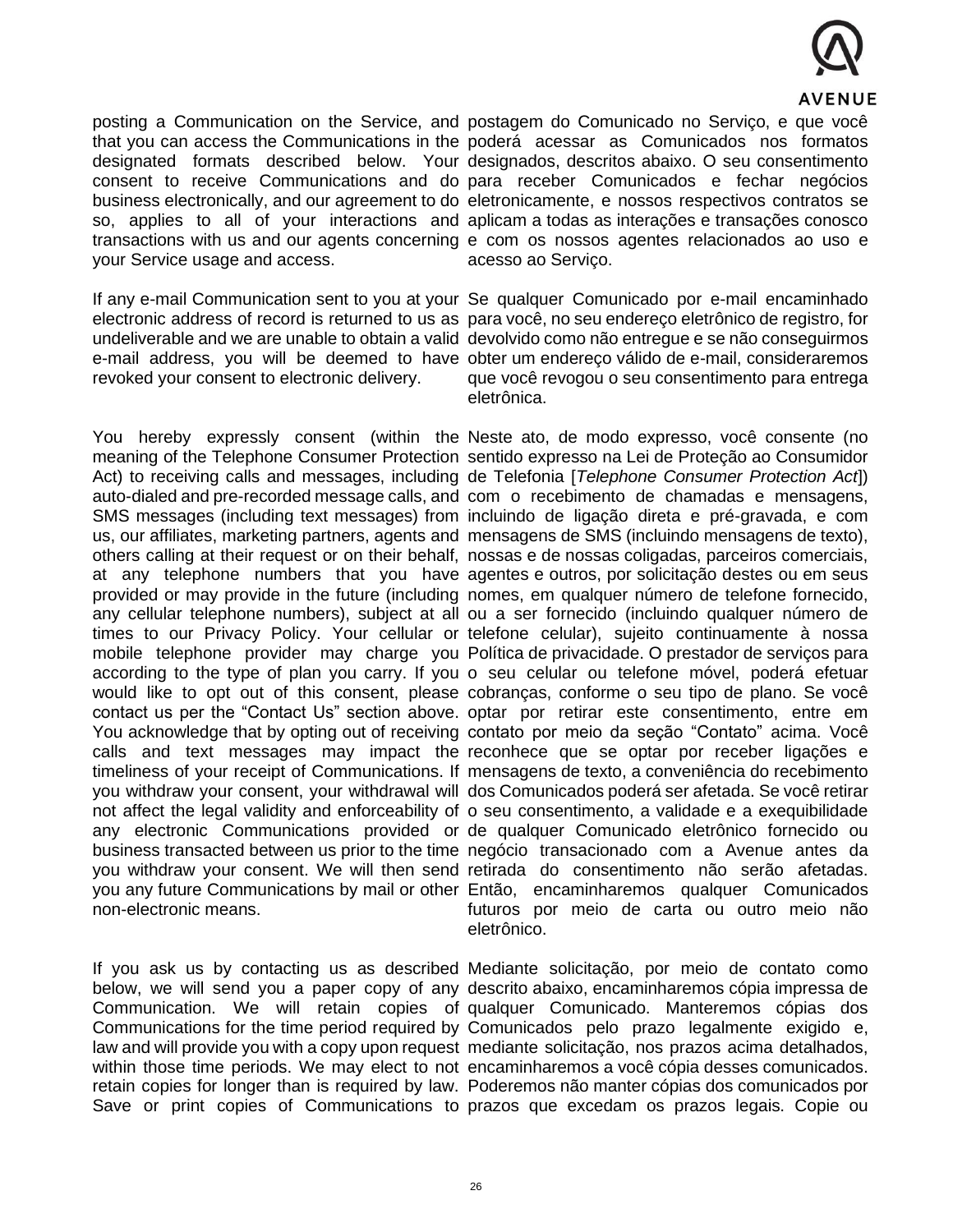| | |
|---|---|
| posting a Communication on the Service, and that you can access the Communications in the designated formats described below. Your consent to receive Communications and do business electronically, and our agreement to do so, applies to all of your interactions and transactions with us and our agents concerning your Service usage and access. | postagem do Comunicado no Serviço, e que você poderá acessar as Comunicados nos formatos designados, descritos abaixo. O seu consentimento para receber Comunicados e fechar negócios eletronicamente, e nossos respectivos contratos se aplicam a todas as interações e transações conosco e com os nossos agentes relacionados ao uso e acesso ao Serviço. |
| If any e-mail Communication sent to you at your electronic address of record is returned to us as undeliverable and we are unable to obtain a valid e-mail address, you will be deemed to have revoked your consent to electronic delivery. | Se qualquer Comunicado por e-mail encaminhado para você, no seu endereço eletrônico de registro, for devolvido como não entregue e se não conseguirmos obter um endereço válido de e-mail, consideraremos que você revogou o seu consentimento para entrega eletrônica. |
| You hereby expressly consent (within the meaning of the Telephone Consumer Protection Act) to receiving calls and messages, including auto-dialed and pre-recorded message calls, and SMS messages (including text messages) from us, our affiliates, marketing partners, agents and others calling at their request or on their behalf, at any telephone numbers that you have provided or may provide in the future (including any cellular telephone numbers), subject at all times to our Privacy Policy. Your cellular or mobile telephone provider may charge you according to the type of plan you carry. If you would like to opt out of this consent, please contact us per the "Contact Us" section above. You acknowledge that by opting out of receiving calls and text messages may impact the timeliness of your receipt of Communications. If you withdraw your consent, your withdrawal will not affect the legal validity and enforceability of any electronic Communications provided or business transacted between us prior to the time you withdraw your consent. We will then send you any future Communications by mail or other non-electronic means. | Neste ato, de modo expresso, você consente (no sentido expresso na Lei de Proteção ao Consumidor de Telefonia [*Telephone Consumer Protection Act*]) com o recebimento de chamadas e mensagens, incluindo de ligação direta e pré-gravada, e com mensagens de SMS (incluindo mensagens de texto), nossas e de nossas coligadas, parceiros comerciais, agentes e outros, por solicitação destes ou em seus nomes, em qualquer número de telefone fornecido, ou a ser fornecido (incluindo qualquer número de telefone celular), sujeito continuamente à nossa Política de privacidade. O prestador de serviços para o seu celular ou telefone móvel, poderá efetuar cobranças, conforme o seu tipo de plano. Se você optar por retirar este consentimento, entre em contato por meio da seção "Contato" acima. Você reconhece que se optar por receber ligações e mensagens de texto, a conveniência do recebimento dos Comunicados poderá ser afetada. Se você retirar o seu consentimento, a validade e a exequibilidade de qualquer Comunicado eletrônico fornecido ou negócio transacionado com a Avenue antes da retirada do consentimento não serão afetadas. Então, encaminharemos qualquer Comunicados futuros por meio de carta ou outro meio não eletrônico. |
| If you ask us by contacting us as described below, we will send you a paper copy of any Communication. We will retain copies of Communications for the time period required by law and will provide you with a copy upon request within those time periods. We may elect to not retain copies for longer than is required by law. Save or print copies of Communications to | Mediante solicitação, por meio de contato como descrito abaixo, encaminharemos cópia impressa de qualquer Comunicado. Manteremos cópias dos Comunicados pelo prazo legalmente exigido e, mediante solicitação, nos prazos acima detalhados, encaminharemos a você cópia desses comunicados. Poderemos não manter cópias dos comunicados por prazos que excedam os prazos legais. Copie ou |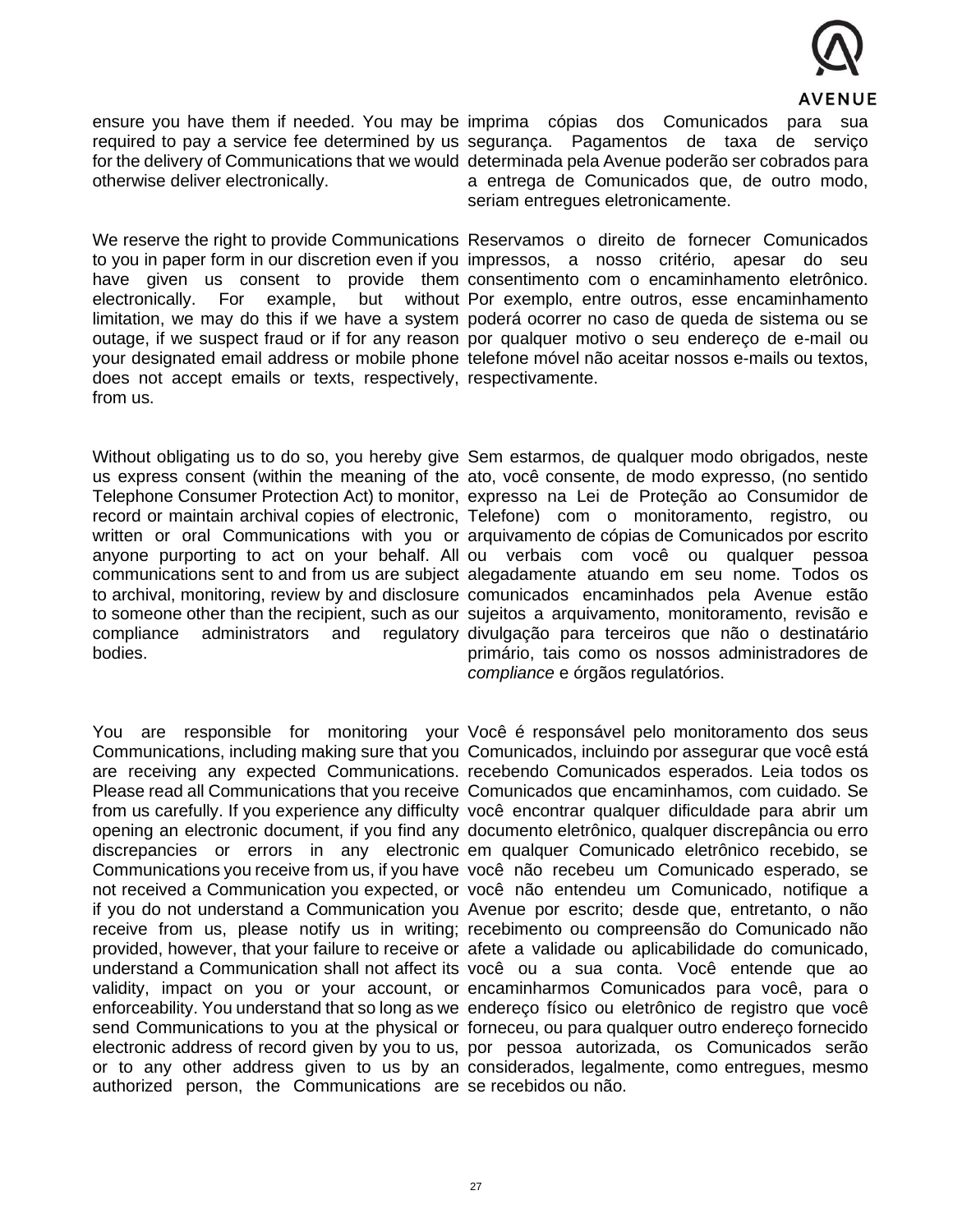ensure you have them if needed. You may be required to pay a service fee determined by us for the delivery of Communications that we would otherwise deliver electronically.

imprima cópias dos Comunicados para sua segurança. Pagamentos de taxa de serviço determinada pela Avenue poderão ser cobrados para a entrega de Comunicados que, de outro modo, seriam entregues eletronicamente.

We reserve the right to provide Communications to you in paper form in our discretion even if you have given us consent to provide them electronically. For example, but without limitation, we may do this if we have a system outage, if we suspect fraud or if for any reason your designated email address or mobile phone does not accept emails or texts, respectively, from us.

Reservamos o direito de fornecer Comunicados impressos, a nosso critério, apesar do seu consentimento com o encaminhamento eletrônico. Por exemplo, entre outros, esse encaminhamento poderá ocorrer no caso de queda de sistema ou se por qualquer motivo o seu endereço de e-mail ou telefone móvel não aceitar nossos e-mails ou textos, respectivamente.

Without obligating us to do so, you hereby give us express consent (within the meaning of the Telephone Consumer Protection Act) to monitor, record or maintain archival copies of electronic, written or oral Communications with you or anyone purporting to act on your behalf. All communications sent to and from us are subject to archival, monitoring, review by and disclosure to someone other than the recipient, such as our compliance administrators and regulatory bodies.

Sem estarmos, de qualquer modo obrigados, neste ato, você consente, de modo expresso, (no sentido expresso na Lei de Proteção ao Consumidor de Telefone) com o monitoramento, registro, ou arquivamento de cópias de Comunicados por escrito ou verbais com você ou qualquer pessoa alegadamente atuando em seu nome. Todos os comunicados encaminhados pela Avenue estão sujeitos a arquivamento, monitoramento, revisão e divulgação para terceiros que não o destinatário primário, tais como os nossos administradores de *compliance* e órgãos regulatórios.

You are responsible for monitoring your Communications, including making sure that you are receiving any expected Communications. Please read all Communications that you receive from us carefully. If you experience any difficulty opening an electronic document, if you find any discrepancies or errors in any electronic Communications you receive from us, if you have not received a Communication you expected, or if you do not understand a Communication you receive from us, please notify us in writing; provided, however, that your failure to receive or understand a Communication shall not affect its validity, impact on you or your account, or enforceability. You understand that so long as we send Communications to you at the physical or electronic address of record given by you to us, or to any other address given to us by an authorized person, the Communications are

Você é responsável pelo monitoramento dos seus Comunicados, incluindo por assegurar que você está recebendo Comunicados esperados. Leia todos os Comunicados que encaminhamos, com cuidado. Se você encontrar qualquer dificuldade para abrir um documento eletrônico, qualquer discrepância ou erro em qualquer Comunicado eletrônico recebido, se você não recebeu um Comunicado esperado, se você não entendeu um Comunicado, notifique a Avenue por escrito; desde que, entretanto, o não recebimento ou compreensão do Comunicado não afete a validade ou aplicabilidade do comunicado, você ou a sua conta. Você entende que ao encaminharmos Comunicados para você, para o endereço físico ou eletrônico de registro que você forneceu, ou para qualquer outro endereço fornecido por pessoa autorizada, os Comunicados serão considerados, legalmente, como entregues, mesmo se recebidos ou não.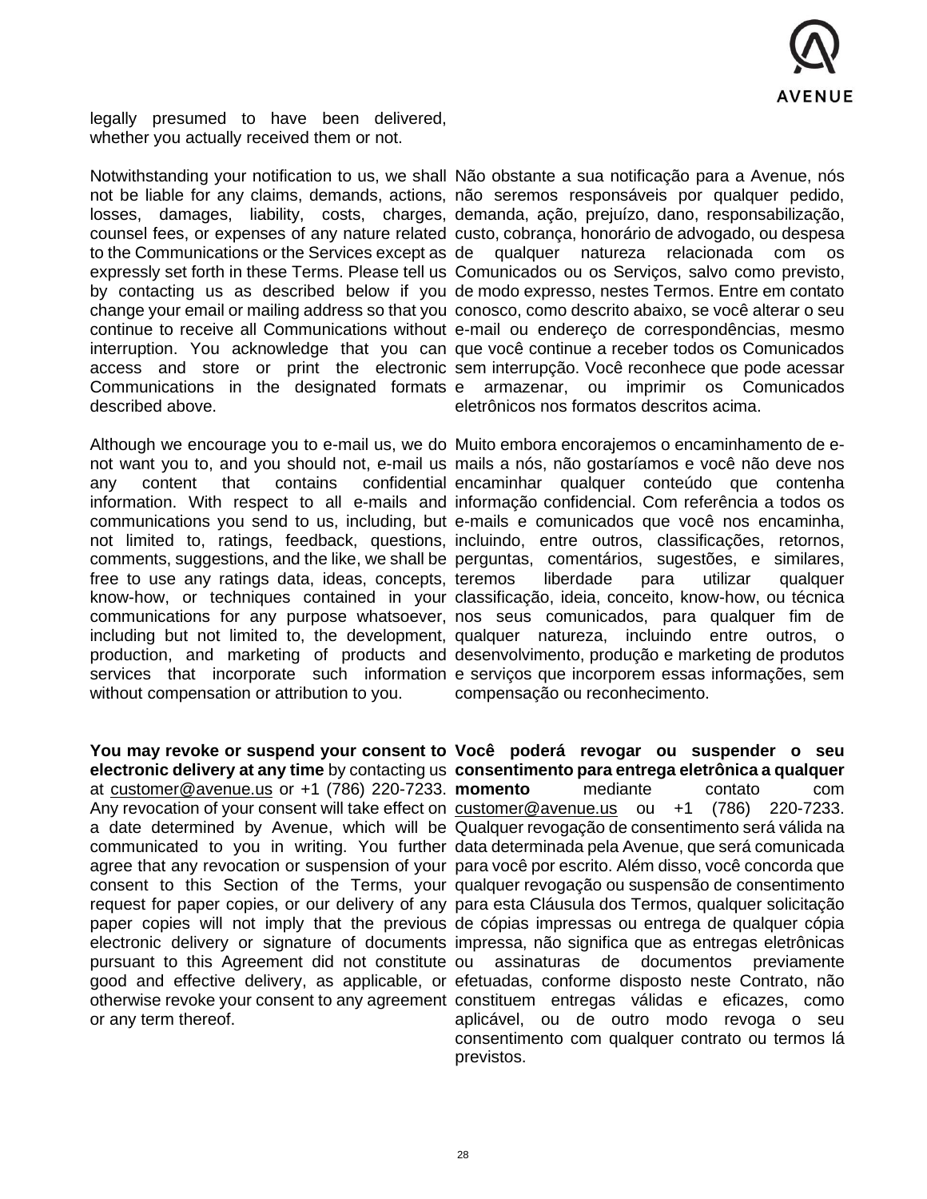legally presumed to have been delivered, whether you actually received them or not.

Notwithstanding your notification to us, we shall not be liable for any claims, demands, actions, losses, damages, liability, costs, charges, counsel fees, or expenses of any nature related to the Communications or the Services except as expressly set forth in these Terms. Please tell us by contacting us as described below if you change your email or mailing address so that you continue to receive all Communications without interruption. You acknowledge that you can access and store or print the electronic Communications in the designated formats described above.

Although we encourage you to e-mail us, we do not want you to, and you should not, e-mail us any content that contains confidential information. With respect to all e-mails and communications you send to us, including, but not limited to, ratings, feedback, questions, comments, suggestions, and the like, we shall be free to use any ratings data, ideas, concepts, know-how, or techniques contained in your communications for any purpose whatsoever, including but not limited to, the development, production, and marketing of products and services that incorporate such information without compensation or attribution to you.

**You may revoke or suspend your consent to electronic delivery at any time** by contacting us at customer@avenue.us or +1 (786) 220-7233. Any revocation of your consent will take effect on a date determined by Avenue, which will be communicated to you in writing. You further agree that any revocation or suspension of your consent to this Section of the Terms, your request for paper copies, or our delivery of any paper copies will not imply that the previous electronic delivery or signature of documents pursuant to this Agreement did not constitute good and effective delivery, as applicable, or otherwise revoke your consent to any agreement or any term thereof.

Não obstante a sua notificação para a Avenue, nós não seremos responsáveis por qualquer pedido, demanda, ação, prejuízo, dano, responsabilização, custo, cobrança, honorário de advogado, ou despesa de qualquer natureza relacionada com os Comunicados ou os Serviços, salvo como previsto, de modo expresso, nestes Termos. Entre em contato conosco, como descrito abaixo, se você alterar o seu e-mail ou endereço de correspondências, mesmo que você continue a receber todos os Comunicados sem interrupção. Você reconhece que pode acessar e armazenar, ou imprimir os Comunicados eletrônicos nos formatos descritos acima.

Muito embora encorajemos o encaminhamento de e-mails a nós, não gostaríamos e você não deve nos encaminhar qualquer conteúdo que contenha informação confidencial. Com referência a todos os e-mails e comunicados que você nos encaminha, incluindo, entre outros, classificações, retornos, perguntas, comentários, sugestões, e similares, teremos liberdade para utilizar qualquer classificação, ideia, conceito, know-how, ou técnica nos seus comunicados, para qualquer fim de qualquer natureza, incluindo entre outros, o desenvolvimento, produção e marketing de produtos e serviços que incorporem essas informações, sem compensação ou reconhecimento.

**Você poderá revogar ou suspender o seu consentimento para entrega eletrônica a qualquer momento** mediante contato com customer@avenue.us ou +1 (786) 220-7233. Qualquer revogação de consentimento será válida na data determinada pela Avenue, que será comunicada para você por escrito. Além disso, você concorda que qualquer revogação ou suspensão de consentimento para esta Cláusula dos Termos, qualquer solicitação de cópias impressas ou entrega de qualquer cópia impressa, não significa que as entregas eletrônicas ou assinaturas de documentos previamente efetuadas, conforme disposto neste Contrato, não constituem entregas válidas e eficazes, como aplicável, ou de outro modo revoga o seu consentimento com qualquer contrato ou termos lá previstos.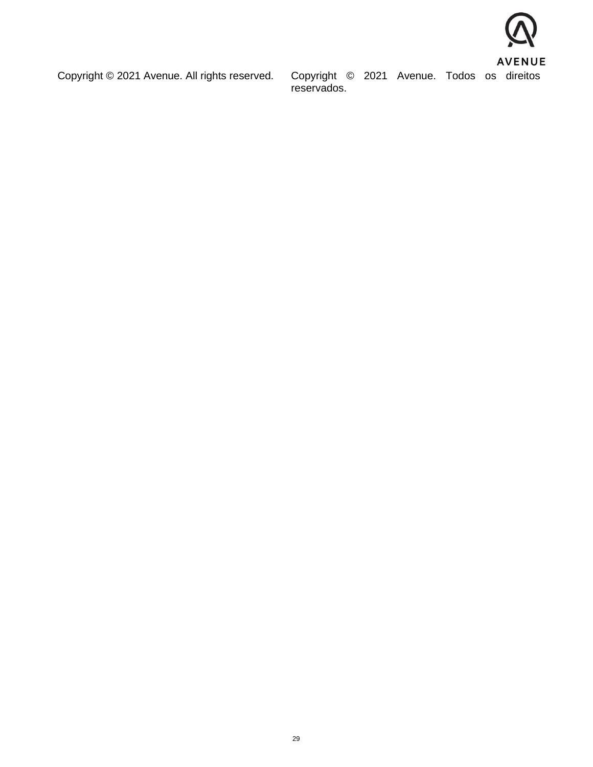Copyright © 2021 Avenue. All rights reserved.

Copyright © 2021 Avenue. Todos os direitos reservados.